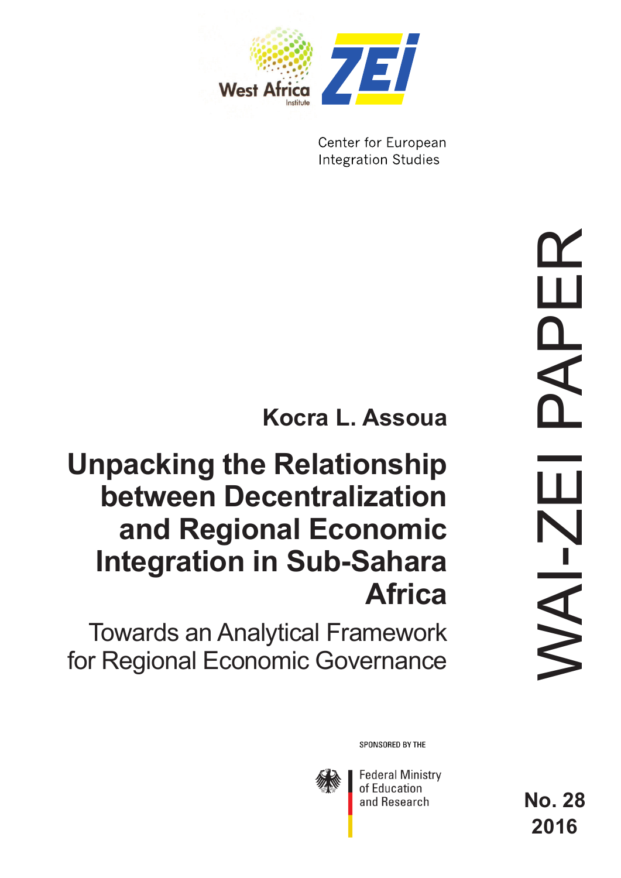West Africa Institute

ZEI

Center for European Integration Studies

WAI-ZEI PAPER

**Kocra L. Assoua**

# Unpacking the Relationship between Decentralization and Regional Economic Integration in Sub-Sahara Africa

## Towards an Analytical Framework for Regional Economic Governance

SPONSORED BY THE

Federal Ministry of Education and Research

**No. 28**
**2016**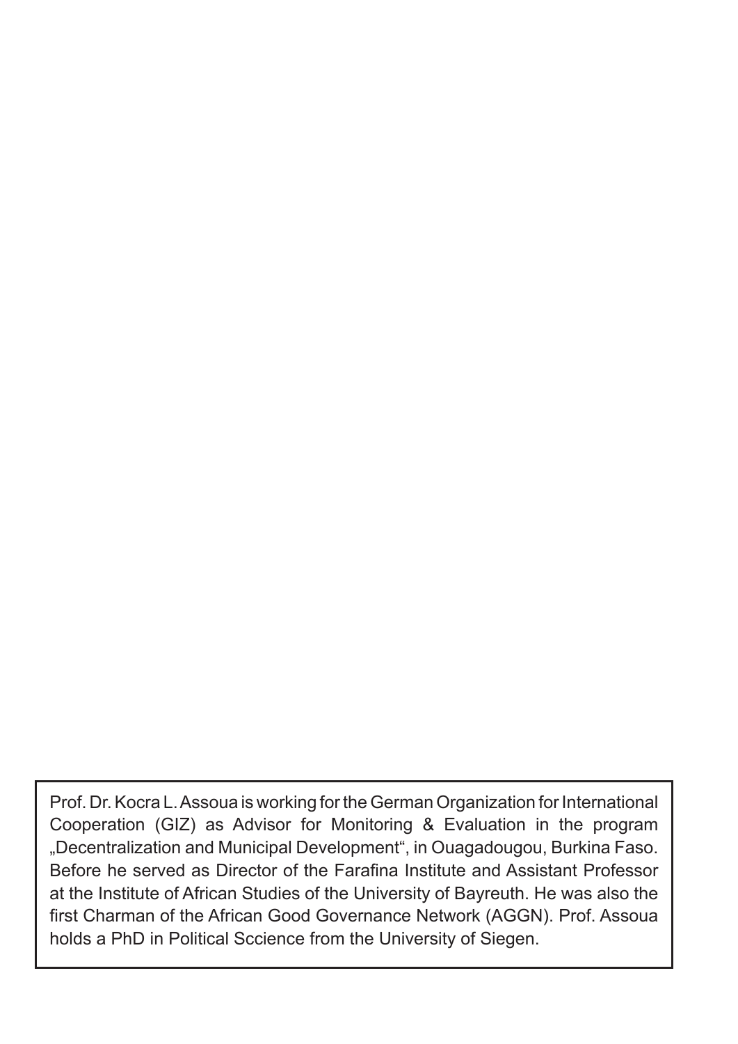Prof. Dr. Kocra L. Assoua is working for the German Organization for International Cooperation (GIZ) as Advisor for Monitoring & Evaluation in the program „Decentralization and Municipal Development", in Ouagadougou, Burkina Faso. Before he served as Director of the Farafina Institute and Assistant Professor at the Institute of African Studies of the University of Bayreuth. He was also the first Charman of the African Good Governance Network (AGGN). Prof. Assoua holds a PhD in Political Sccience from the University of Siegen.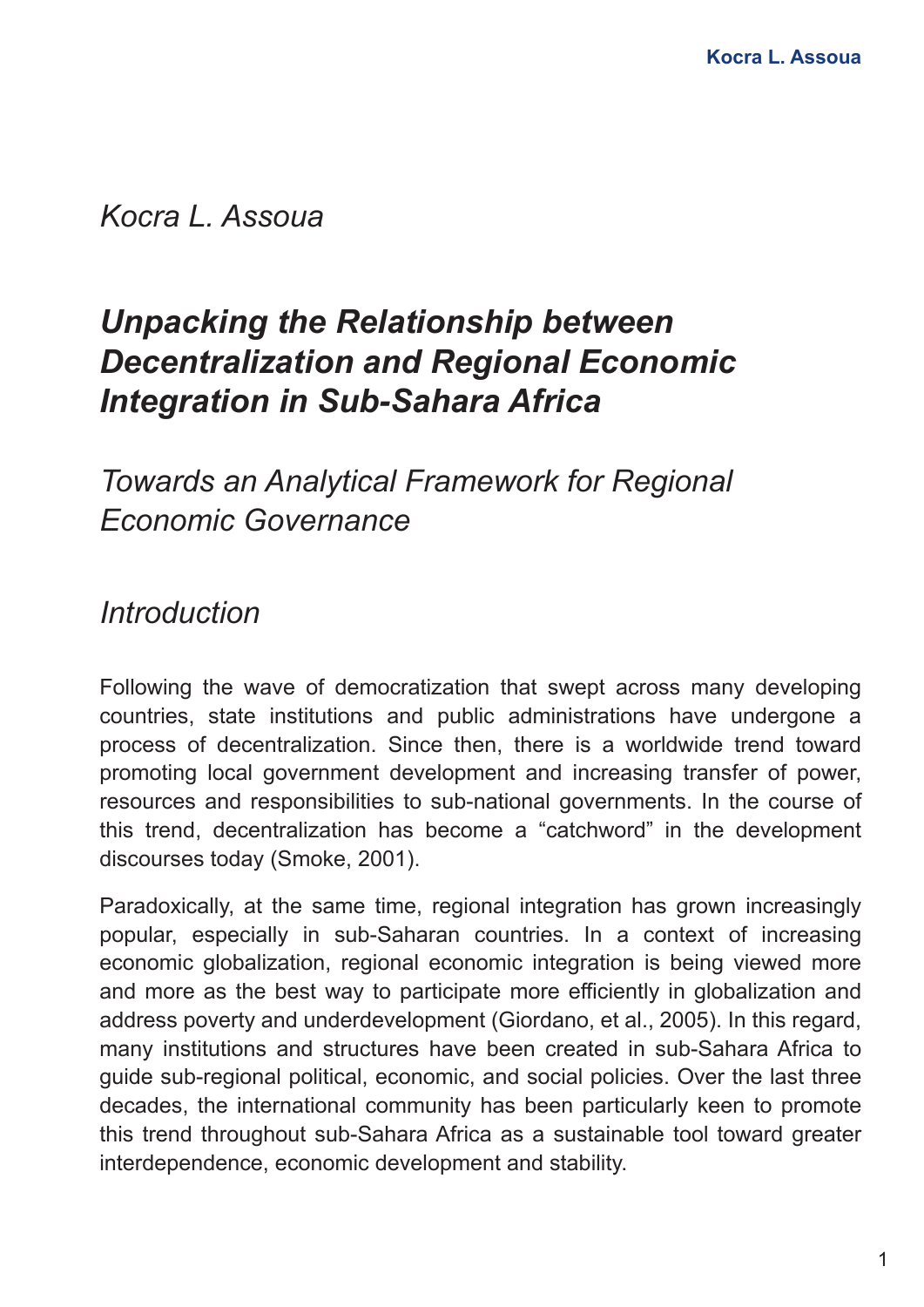*Kocra L. Assoua*

# *Unpacking the Relationship between Decentralization and Regional Economic Integration in Sub-Sahara Africa*

## *Towards an Analytical Framework for Regional Economic Governance*

## *Introduction*

Following the wave of democratization that swept across many developing countries, state institutions and public administrations have undergone a process of decentralization. Since then, there is a worldwide trend toward promoting local government development and increasing transfer of power, resources and responsibilities to sub-national governments. In the course of this trend, decentralization has become a "catchword" in the development discourses today (Smoke, 2001).

Paradoxically, at the same time, regional integration has grown increasingly popular, especially in sub-Saharan countries. In a context of increasing economic globalization, regional economic integration is being viewed more and more as the best way to participate more efficiently in globalization and address poverty and underdevelopment (Giordano, et al., 2005). In this regard, many institutions and structures have been created in sub-Sahara Africa to guide sub-regional political, economic, and social policies. Over the last three decades, the international community has been particularly keen to promote this trend throughout sub-Sahara Africa as a sustainable tool toward greater interdependence, economic development and stability.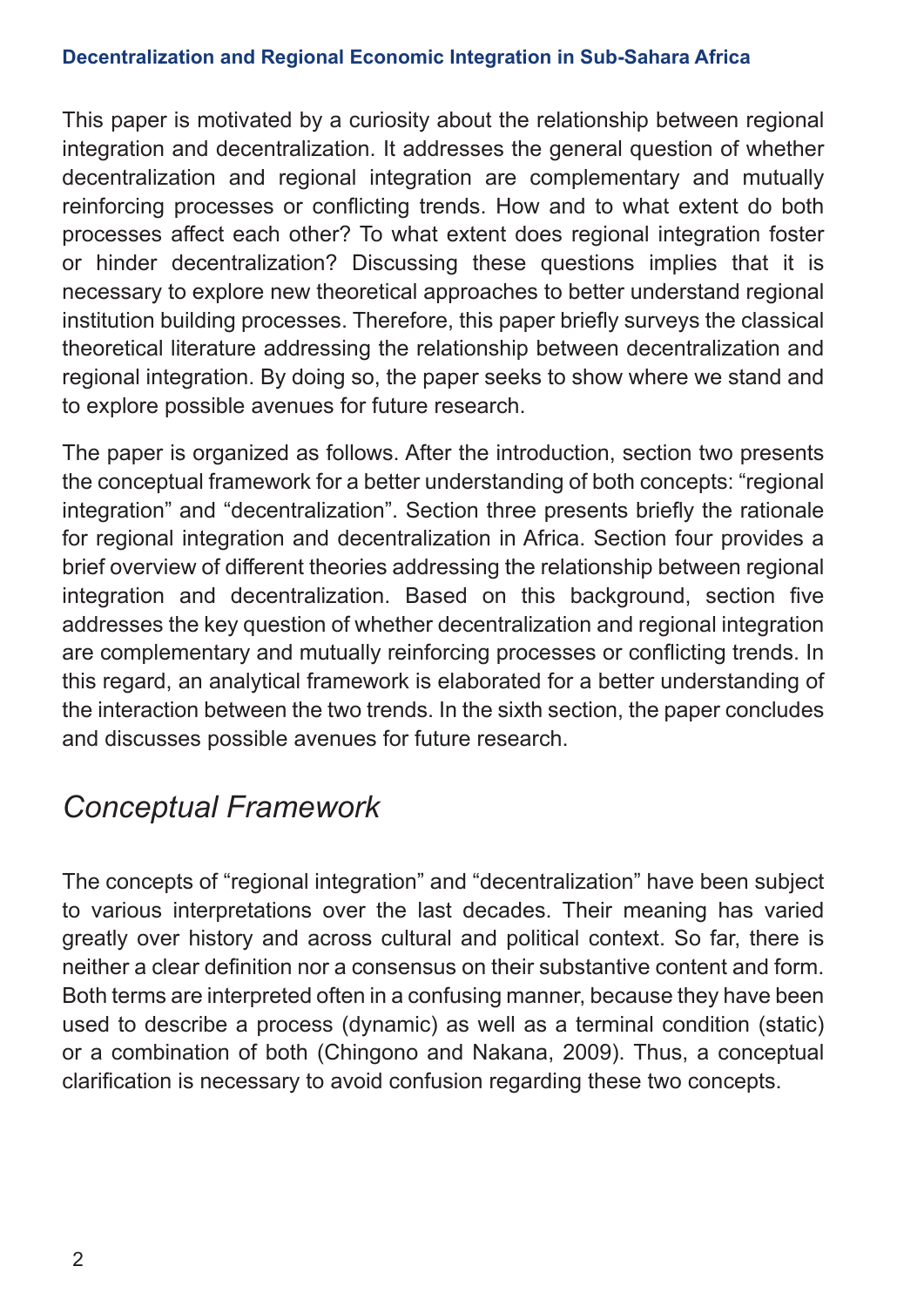This paper is motivated by a curiosity about the relationship between regional integration and decentralization. It addresses the general question of whether decentralization and regional integration are complementary and mutually reinforcing processes or conflicting trends. How and to what extent do both processes affect each other? To what extent does regional integration foster or hinder decentralization? Discussing these questions implies that it is necessary to explore new theoretical approaches to better understand regional institution building processes. Therefore, this paper briefly surveys the classical theoretical literature addressing the relationship between decentralization and regional integration. By doing so, the paper seeks to show where we stand and to explore possible avenues for future research.

The paper is organized as follows. After the introduction, section two presents the conceptual framework for a better understanding of both concepts: "regional integration" and "decentralization". Section three presents briefly the rationale for regional integration and decentralization in Africa. Section four provides a brief overview of different theories addressing the relationship between regional integration and decentralization. Based on this background, section five addresses the key question of whether decentralization and regional integration are complementary and mutually reinforcing processes or conflicting trends. In this regard, an analytical framework is elaborated for a better understanding of the interaction between the two trends. In the sixth section, the paper concludes and discusses possible avenues for future research.

## *Conceptual Framework*

The concepts of "regional integration" and "decentralization" have been subject to various interpretations over the last decades. Their meaning has varied greatly over history and across cultural and political context. So far, there is neither a clear definition nor a consensus on their substantive content and form. Both terms are interpreted often in a confusing manner, because they have been used to describe a process (dynamic) as well as a terminal condition (static) or a combination of both (Chingono and Nakana, 2009). Thus, a conceptual clarification is necessary to avoid confusion regarding these two concepts.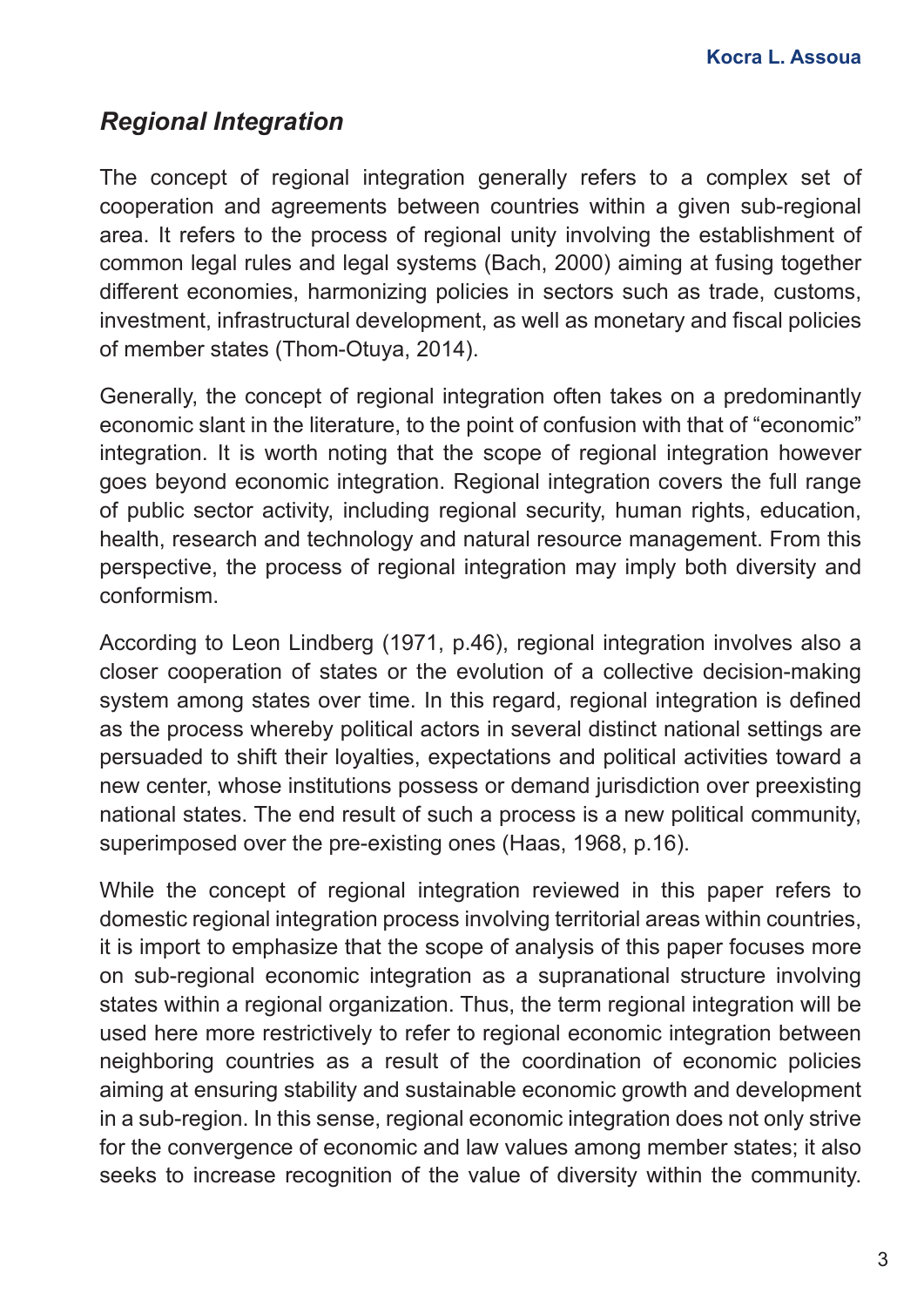## *Regional Integration*

The concept of regional integration generally refers to a complex set of cooperation and agreements between countries within a given sub-regional area. It refers to the process of regional unity involving the establishment of common legal rules and legal systems (Bach, 2000) aiming at fusing together different economies, harmonizing policies in sectors such as trade, customs, investment, infrastructural development, as well as monetary and fiscal policies of member states (Thom-Otuya, 2014).

Generally, the concept of regional integration often takes on a predominantly economic slant in the literature, to the point of confusion with that of "economic" integration. It is worth noting that the scope of regional integration however goes beyond economic integration. Regional integration covers the full range of public sector activity, including regional security, human rights, education, health, research and technology and natural resource management. From this perspective, the process of regional integration may imply both diversity and conformism.

According to Leon Lindberg (1971, p.46), regional integration involves also a closer cooperation of states or the evolution of a collective decision-making system among states over time. In this regard, regional integration is defined as the process whereby political actors in several distinct national settings are persuaded to shift their loyalties, expectations and political activities toward a new center, whose institutions possess or demand jurisdiction over preexisting national states. The end result of such a process is a new political community, superimposed over the pre-existing ones (Haas, 1968, p.16).

While the concept of regional integration reviewed in this paper refers to domestic regional integration process involving territorial areas within countries, it is import to emphasize that the scope of analysis of this paper focuses more on sub-regional economic integration as a supranational structure involving states within a regional organization. Thus, the term regional integration will be used here more restrictively to refer to regional economic integration between neighboring countries as a result of the coordination of economic policies aiming at ensuring stability and sustainable economic growth and development in a sub-region. In this sense, regional economic integration does not only strive for the convergence of economic and law values among member states; it also seeks to increase recognition of the value of diversity within the community.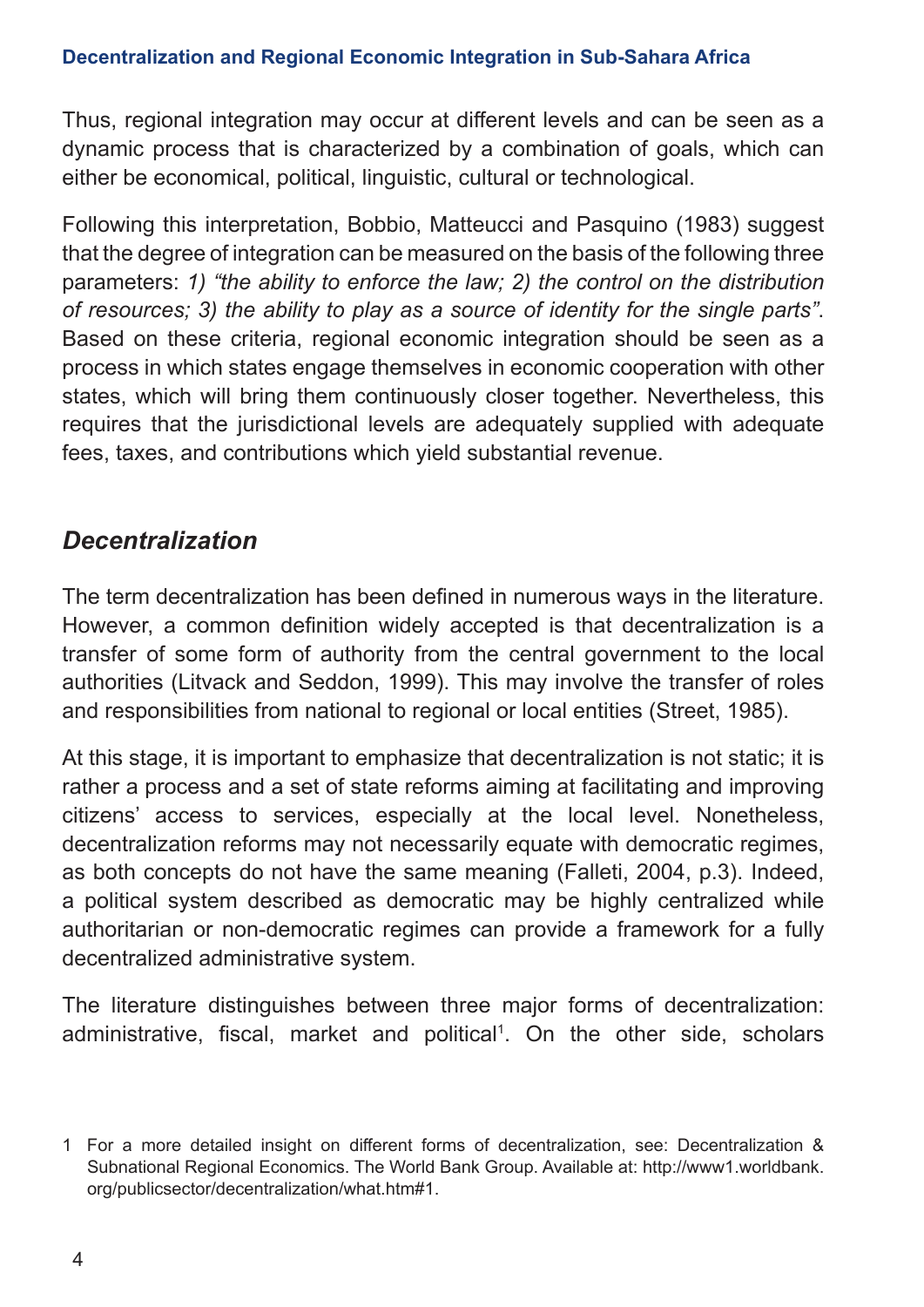Thus, regional integration may occur at different levels and can be seen as a dynamic process that is characterized by a combination of goals, which can either be economical, political, linguistic, cultural or technological.

Following this interpretation, Bobbio, Matteucci and Pasquino (1983) suggest that the degree of integration can be measured on the basis of the following three parameters: *1) "the ability to enforce the law; 2) the control on the distribution of resources; 3) the ability to play as a source of identity for the single parts"*. Based on these criteria, regional economic integration should be seen as a process in which states engage themselves in economic cooperation with other states, which will bring them continuously closer together. Nevertheless, this requires that the jurisdictional levels are adequately supplied with adequate fees, taxes, and contributions which yield substantial revenue.

## *Decentralization*

The term decentralization has been defined in numerous ways in the literature. However, a common definition widely accepted is that decentralization is a transfer of some form of authority from the central government to the local authorities (Litvack and Seddon, 1999). This may involve the transfer of roles and responsibilities from national to regional or local entities (Street, 1985).

At this stage, it is important to emphasize that decentralization is not static; it is rather a process and a set of state reforms aiming at facilitating and improving citizens' access to services, especially at the local level. Nonetheless, decentralization reforms may not necessarily equate with democratic regimes, as both concepts do not have the same meaning (Falleti, 2004, p.3). Indeed, a political system described as democratic may be highly centralized while authoritarian or non-democratic regimes can provide a framework for a fully decentralized administrative system.

The literature distinguishes between three major forms of decentralization: administrative, fiscal, market and political[1]. On the other side, scholars

1 For a more detailed insight on different forms of decentralization, see: Decentralization & Subnational Regional Economics. The World Bank Group. Available at: http://www1.worldbank.org/publicsector/decentralization/what.htm#1.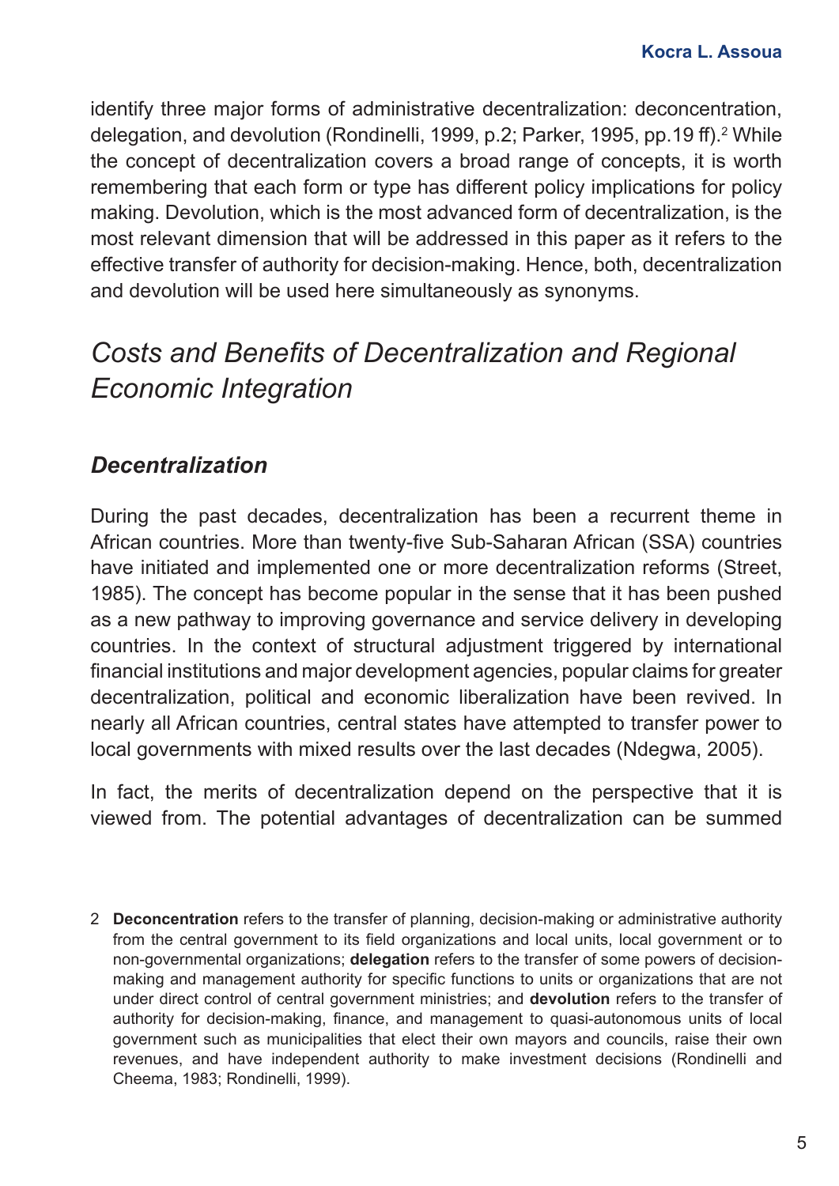identify three major forms of administrative decentralization: deconcentration, delegation, and devolution (Rondinelli, 1999, p.2; Parker, 1995, pp.19 ff).[2] While the concept of decentralization covers a broad range of concepts, it is worth remembering that each form or type has different policy implications for policy making. Devolution, which is the most advanced form of decentralization, is the most relevant dimension that will be addressed in this paper as it refers to the effective transfer of authority for decision-making. Hence, both, decentralization and devolution will be used here simultaneously as synonyms.

## *Costs and Benefits of Decentralization and Regional Economic Integration*

### *Decentralization*

During the past decades, decentralization has been a recurrent theme in African countries. More than twenty-five Sub-Saharan African (SSA) countries have initiated and implemented one or more decentralization reforms (Street, 1985). The concept has become popular in the sense that it has been pushed as a new pathway to improving governance and service delivery in developing countries. In the context of structural adjustment triggered by international financial institutions and major development agencies, popular claims for greater decentralization, political and economic liberalization have been revived. In nearly all African countries, central states have attempted to transfer power to local governments with mixed results over the last decades (Ndegwa, 2005).

In fact, the merits of decentralization depend on the perspective that it is viewed from. The potential advantages of decentralization can be summed

2 **Deconcentration** refers to the transfer of planning, decision-making or administrative authority from the central government to its field organizations and local units, local government or to non-governmental organizations; **delegation** refers to the transfer of some powers of decision-making and management authority for specific functions to units or organizations that are not under direct control of central government ministries; and **devolution** refers to the transfer of authority for decision-making, finance, and management to quasi-autonomous units of local government such as municipalities that elect their own mayors and councils, raise their own revenues, and have independent authority to make investment decisions (Rondinelli and Cheema, 1983; Rondinelli, 1999).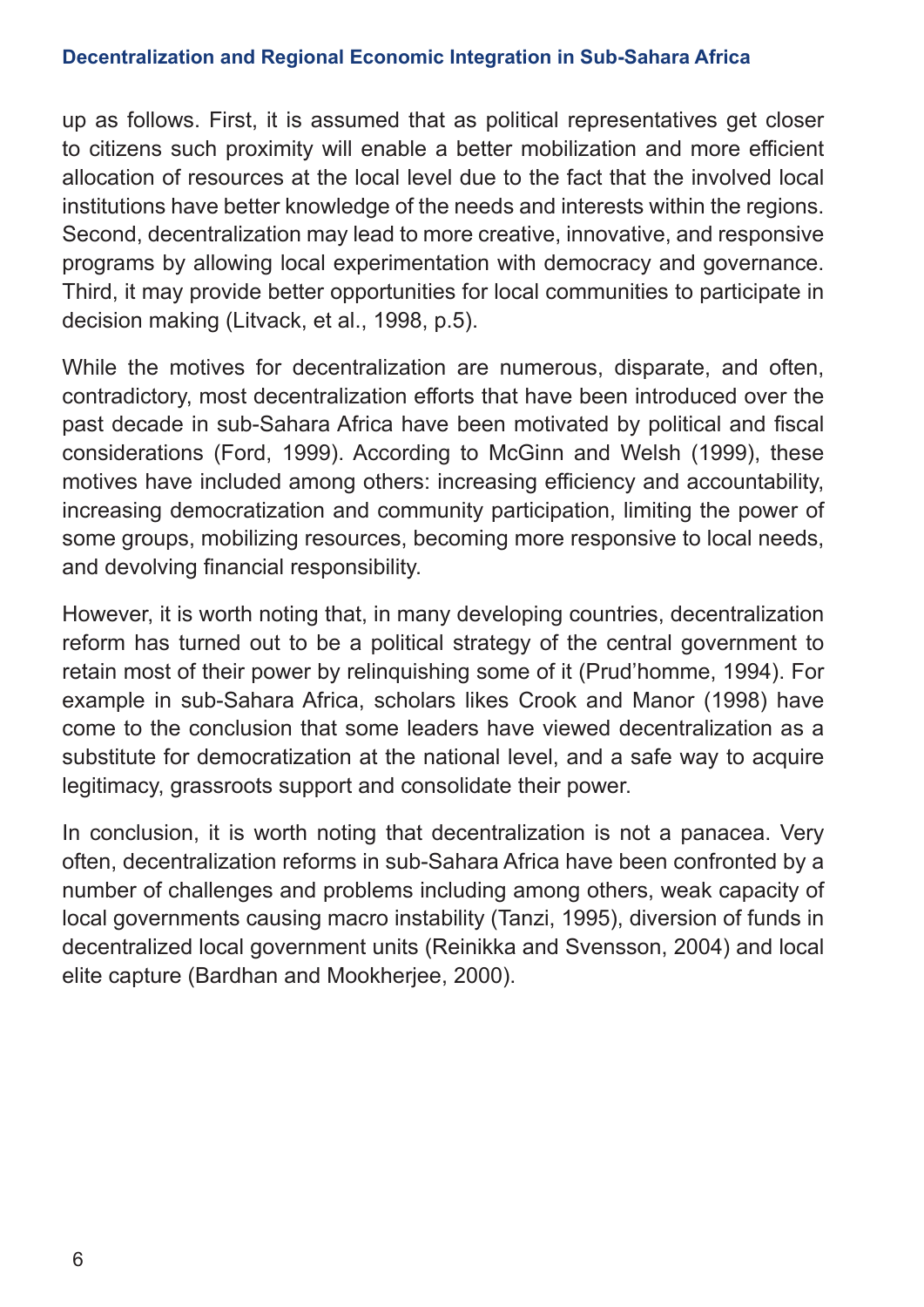up as follows. First, it is assumed that as political representatives get closer to citizens such proximity will enable a better mobilization and more efficient allocation of resources at the local level due to the fact that the involved local institutions have better knowledge of the needs and interests within the regions. Second, decentralization may lead to more creative, innovative, and responsive programs by allowing local experimentation with democracy and governance. Third, it may provide better opportunities for local communities to participate in decision making (Litvack, et al., 1998, p.5).

While the motives for decentralization are numerous, disparate, and often, contradictory, most decentralization efforts that have been introduced over the past decade in sub-Sahara Africa have been motivated by political and fiscal considerations (Ford, 1999). According to McGinn and Welsh (1999), these motives have included among others: increasing efficiency and accountability, increasing democratization and community participation, limiting the power of some groups, mobilizing resources, becoming more responsive to local needs, and devolving financial responsibility.

However, it is worth noting that, in many developing countries, decentralization reform has turned out to be a political strategy of the central government to retain most of their power by relinquishing some of it (Prud'homme, 1994). For example in sub-Sahara Africa, scholars likes Crook and Manor (1998) have come to the conclusion that some leaders have viewed decentralization as a substitute for democratization at the national level, and a safe way to acquire legitimacy, grassroots support and consolidate their power.

In conclusion, it is worth noting that decentralization is not a panacea. Very often, decentralization reforms in sub-Sahara Africa have been confronted by a number of challenges and problems including among others, weak capacity of local governments causing macro instability (Tanzi, 1995), diversion of funds in decentralized local government units (Reinikka and Svensson, 2004) and local elite capture (Bardhan and Mookherjee, 2000).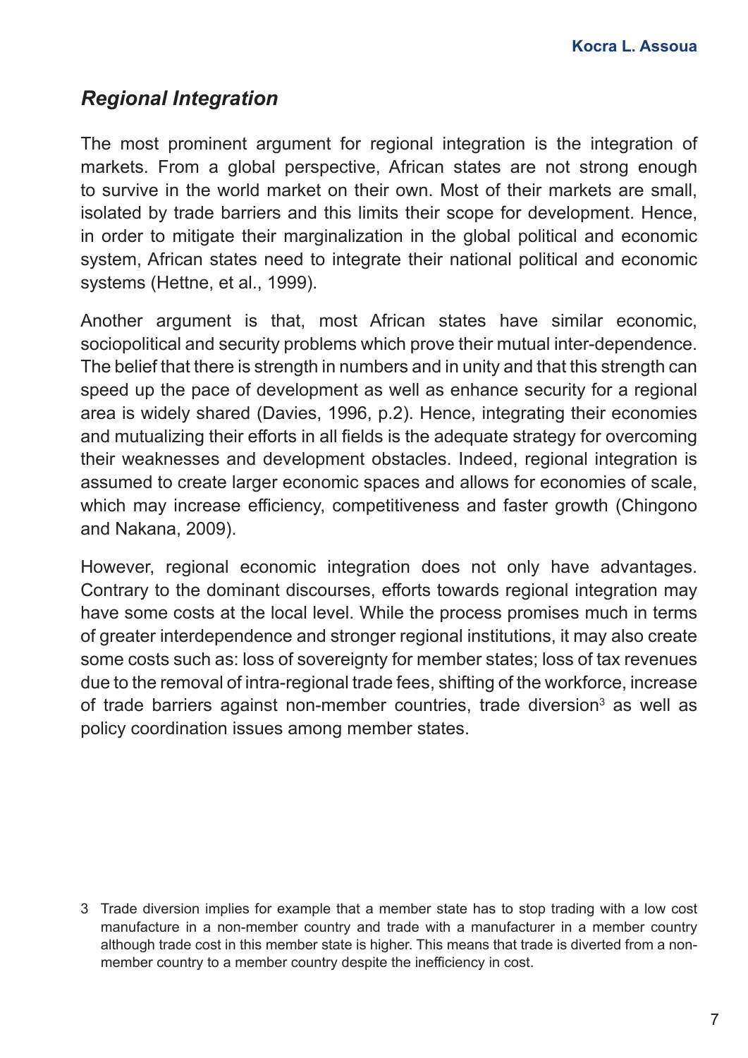## *Regional Integration*

The most prominent argument for regional integration is the integration of markets. From a global perspective, African states are not strong enough to survive in the world market on their own. Most of their markets are small, isolated by trade barriers and this limits their scope for development. Hence, in order to mitigate their marginalization in the global political and economic system, African states need to integrate their national political and economic systems (Hettne, et al., 1999).

Another argument is that, most African states have similar economic, sociopolitical and security problems which prove their mutual inter-dependence. The belief that there is strength in numbers and in unity and that this strength can speed up the pace of development as well as enhance security for a regional area is widely shared (Davies, 1996, p.2). Hence, integrating their economies and mutualizing their efforts in all fields is the adequate strategy for overcoming their weaknesses and development obstacles. Indeed, regional integration is assumed to create larger economic spaces and allows for economies of scale, which may increase efficiency, competitiveness and faster growth (Chingono and Nakana, 2009).

However, regional economic integration does not only have advantages. Contrary to the dominant discourses, efforts towards regional integration may have some costs at the local level. While the process promises much in terms of greater interdependence and stronger regional institutions, it may also create some costs such as: loss of sovereignty for member states; loss of tax revenues due to the removal of intra-regional trade fees, shifting of the workforce, increase of trade barriers against non-member countries, trade diversion[3] as well as policy coordination issues among member states.

3 Trade diversion implies for example that a member state has to stop trading with a low cost manufacture in a non-member country and trade with a manufacturer in a member country although trade cost in this member state is higher. This means that trade is diverted from a non-member country to a member country despite the inefficiency in cost.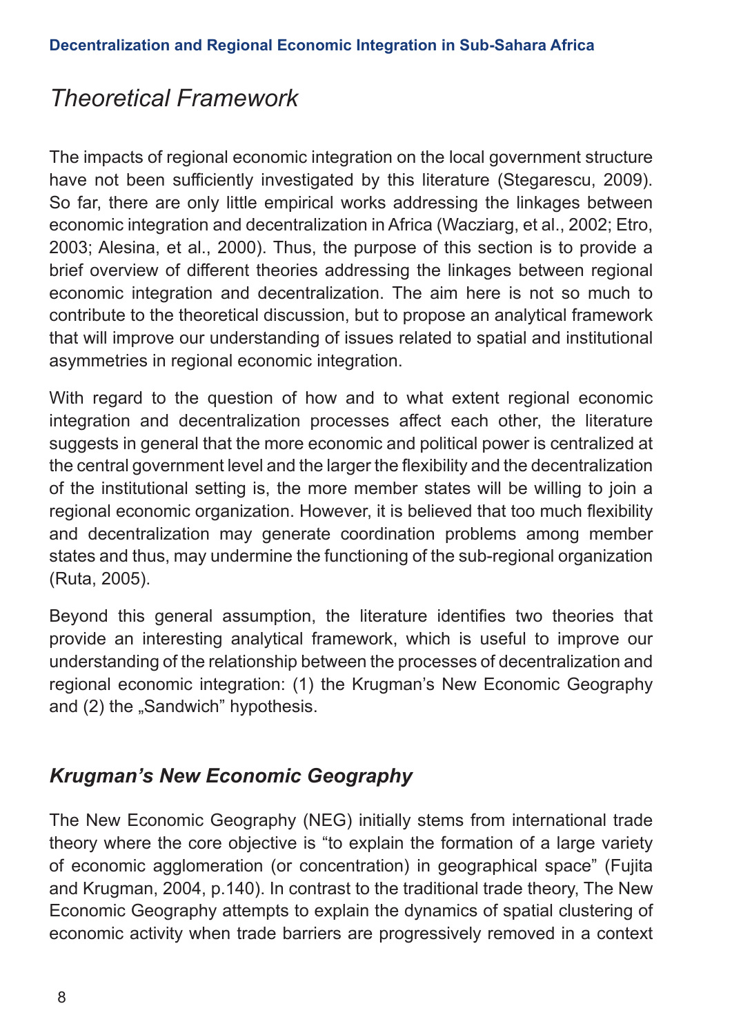# Theoretical Framework

The impacts of regional economic integration on the local government structure have not been sufficiently investigated by this literature (Stegarescu, 2009). So far, there are only little empirical works addressing the linkages between economic integration and decentralization in Africa (Wacziarg, et al., 2002; Etro, 2003; Alesina, et al., 2000). Thus, the purpose of this section is to provide a brief overview of different theories addressing the linkages between regional economic integration and decentralization. The aim here is not so much to contribute to the theoretical discussion, but to propose an analytical framework that will improve our understanding of issues related to spatial and institutional asymmetries in regional economic integration.

With regard to the question of how and to what extent regional economic integration and decentralization processes affect each other, the literature suggests in general that the more economic and political power is centralized at the central government level and the larger the flexibility and the decentralization of the institutional setting is, the more member states will be willing to join a regional economic organization. However, it is believed that too much flexibility and decentralization may generate coordination problems among member states and thus, may undermine the functioning of the sub-regional organization (Ruta, 2005).

Beyond this general assumption, the literature identifies two theories that provide an interesting analytical framework, which is useful to improve our understanding of the relationship between the processes of decentralization and regional economic integration: (1) the Krugman's New Economic Geography and (2) the „Sandwich" hypothesis.

## *Krugman's New Economic Geography*

The New Economic Geography (NEG) initially stems from international trade theory where the core objective is "to explain the formation of a large variety of economic agglomeration (or concentration) in geographical space" (Fujita and Krugman, 2004, p.140). In contrast to the traditional trade theory, The New Economic Geography attempts to explain the dynamics of spatial clustering of economic activity when trade barriers are progressively removed in a context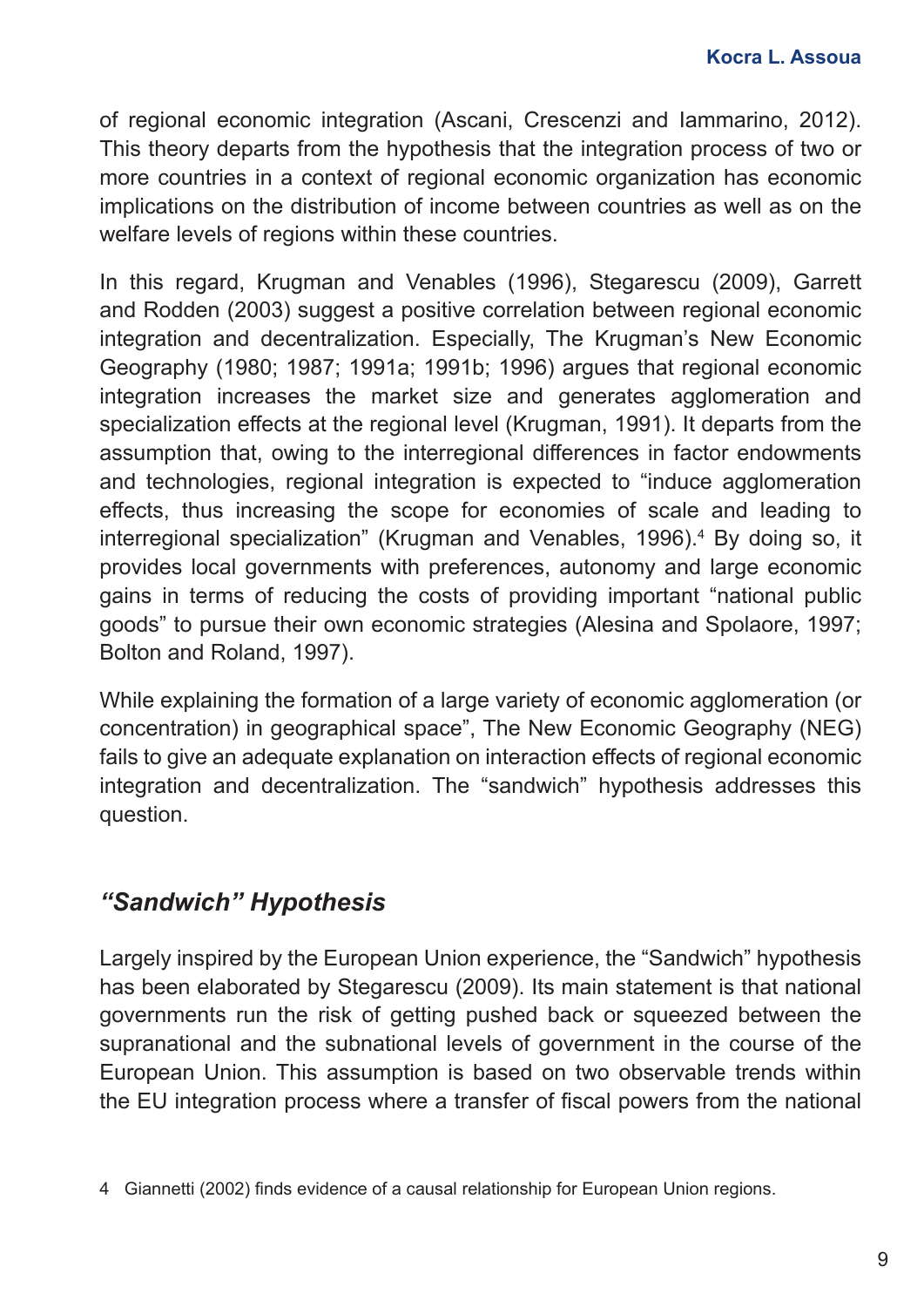of regional economic integration (Ascani, Crescenzi and Iammarino, 2012). This theory departs from the hypothesis that the integration process of two or more countries in a context of regional economic organization has economic implications on the distribution of income between countries as well as on the welfare levels of regions within these countries.

In this regard, Krugman and Venables (1996), Stegarescu (2009), Garrett and Rodden (2003) suggest a positive correlation between regional economic integration and decentralization. Especially, The Krugman's New Economic Geography (1980; 1987; 1991a; 1991b; 1996) argues that regional economic integration increases the market size and generates agglomeration and specialization effects at the regional level (Krugman, 1991). It departs from the assumption that, owing to the interregional differences in factor endowments and technologies, regional integration is expected to "induce agglomeration effects, thus increasing the scope for economies of scale and leading to interregional specialization" (Krugman and Venables, 1996).[4] By doing so, it provides local governments with preferences, autonomy and large economic gains in terms of reducing the costs of providing important "national public goods" to pursue their own economic strategies (Alesina and Spolaore, 1997; Bolton and Roland, 1997).

While explaining the formation of a large variety of economic agglomeration (or concentration) in geographical space", The New Economic Geography (NEG) fails to give an adequate explanation on interaction effects of regional economic integration and decentralization. The "sandwich" hypothesis addresses this question.

## *"Sandwich" Hypothesis*

Largely inspired by the European Union experience, the "Sandwich" hypothesis has been elaborated by Stegarescu (2009). Its main statement is that national governments run the risk of getting pushed back or squeezed between the supranational and the subnational levels of government in the course of the European Union. This assumption is based on two observable trends within the EU integration process where a transfer of fiscal powers from the national

4 Giannetti (2002) finds evidence of a causal relationship for European Union regions.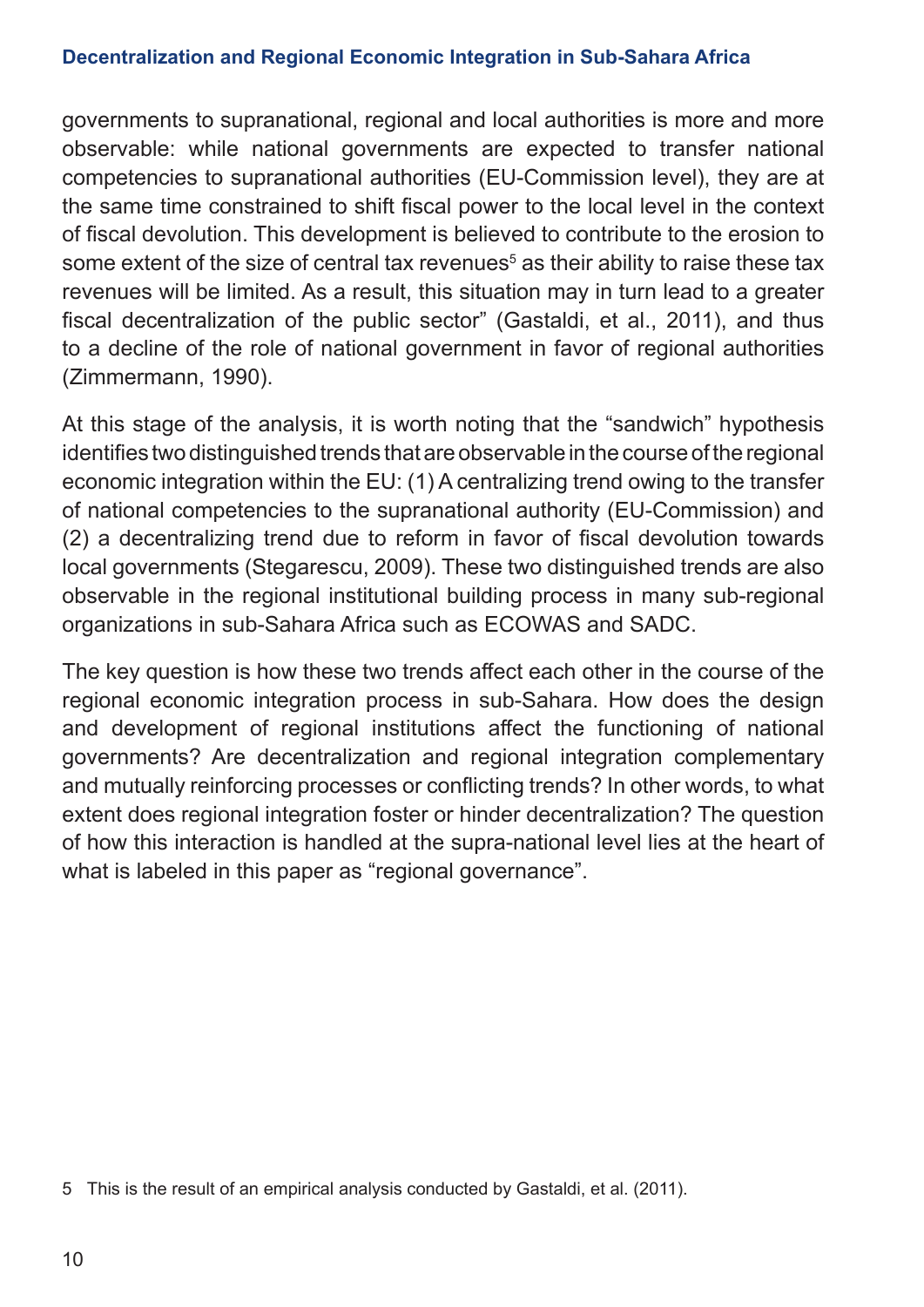governments to supranational, regional and local authorities is more and more observable: while national governments are expected to transfer national competencies to supranational authorities (EU-Commission level), they are at the same time constrained to shift fiscal power to the local level in the context of fiscal devolution. This development is believed to contribute to the erosion to some extent of the size of central tax revenues[5] as their ability to raise these tax revenues will be limited. As a result, this situation may in turn lead to a greater fiscal decentralization of the public sector" (Gastaldi, et al., 2011), and thus to a decline of the role of national government in favor of regional authorities (Zimmermann, 1990).

At this stage of the analysis, it is worth noting that the "sandwich" hypothesis identifies two distinguished trends that are observable in the course of the regional economic integration within the EU: (1) A centralizing trend owing to the transfer of national competencies to the supranational authority (EU-Commission) and (2) a decentralizing trend due to reform in favor of fiscal devolution towards local governments (Stegarescu, 2009). These two distinguished trends are also observable in the regional institutional building process in many sub-regional organizations in sub-Sahara Africa such as ECOWAS and SADC.

The key question is how these two trends affect each other in the course of the regional economic integration process in sub-Sahara. How does the design and development of regional institutions affect the functioning of national governments? Are decentralization and regional integration complementary and mutually reinforcing processes or conflicting trends? In other words, to what extent does regional integration foster or hinder decentralization? The question of how this interaction is handled at the supra-national level lies at the heart of what is labeled in this paper as "regional governance".

5 This is the result of an empirical analysis conducted by Gastaldi, et al. (2011).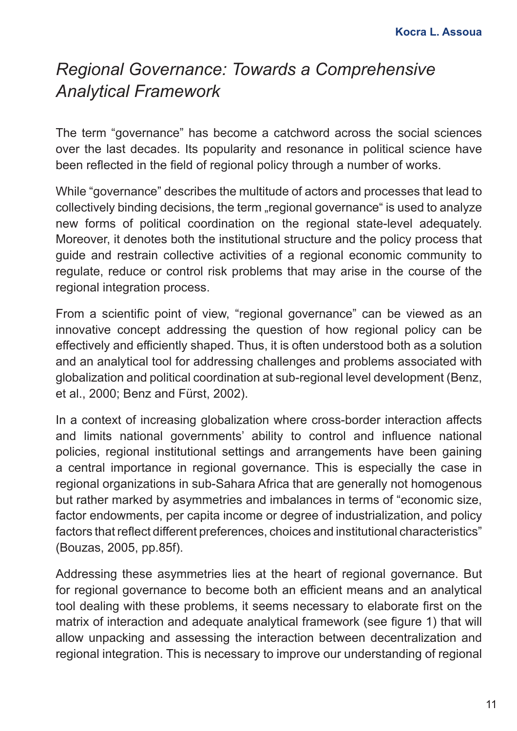**Kocra L. Assoua**

# *Regional Governance: Towards a Comprehensive Analytical Framework*

The term “governance” has become a catchword across the social sciences over the last decades. Its popularity and resonance in political science have been reflected in the field of regional policy through a number of works.

While “governance” describes the multitude of actors and processes that lead to collectively binding decisions, the term „regional governance“ is used to analyze new forms of political coordination on the regional state-level adequately. Moreover, it denotes both the institutional structure and the policy process that guide and restrain collective activities of a regional economic community to regulate, reduce or control risk problems that may arise in the course of the regional integration process.

From a scientific point of view, “regional governance” can be viewed as an innovative concept addressing the question of how regional policy can be effectively and efficiently shaped. Thus, it is often understood both as a solution and an analytical tool for addressing challenges and problems associated with globalization and political coordination at sub-regional level development (Benz, et al., 2000; Benz and Fürst, 2002).

In a context of increasing globalization where cross-border interaction affects and limits national governments’ ability to control and influence national policies, regional institutional settings and arrangements have been gaining a central importance in regional governance. This is especially the case in regional organizations in sub-Sahara Africa that are generally not homogenous but rather marked by asymmetries and imbalances in terms of “economic size, factor endowments, per capita income or degree of industrialization, and policy factors that reflect different preferences, choices and institutional characteristics” (Bouzas, 2005, pp.85f).

Addressing these asymmetries lies at the heart of regional governance. But for regional governance to become both an efficient means and an analytical tool dealing with these problems, it seems necessary to elaborate first on the matrix of interaction and adequate analytical framework (see figure 1) that will allow unpacking and assessing the interaction between decentralization and regional integration. This is necessary to improve our understanding of regional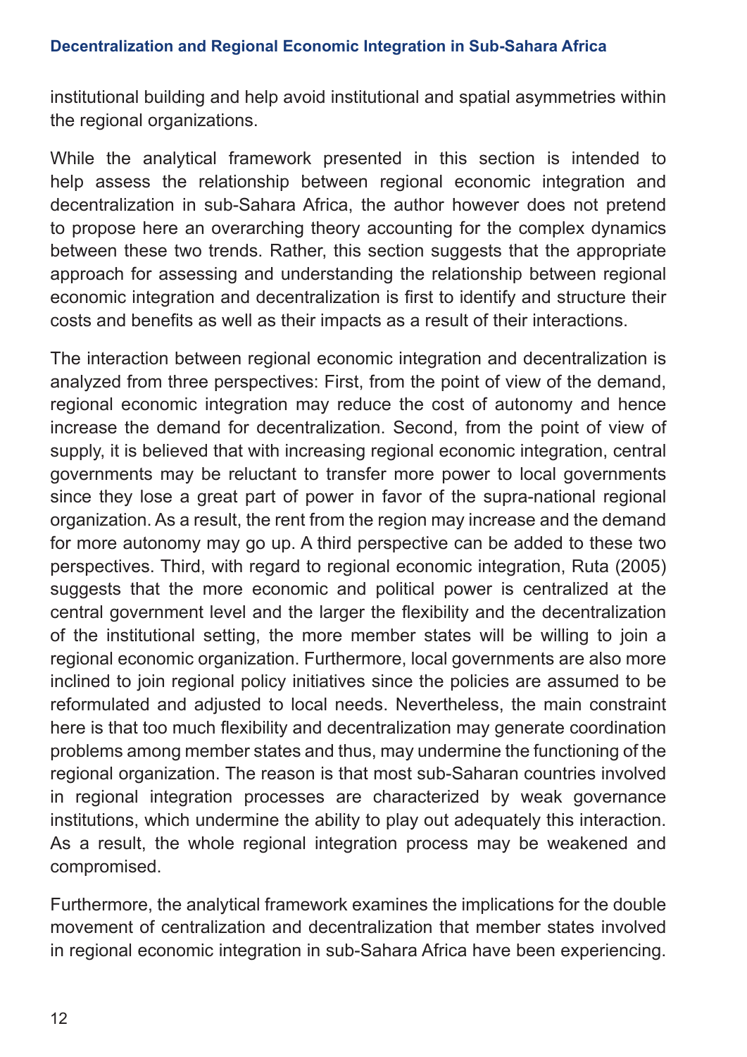institutional building and help avoid institutional and spatial asymmetries within the regional organizations.

While the analytical framework presented in this section is intended to help assess the relationship between regional economic integration and decentralization in sub-Sahara Africa, the author however does not pretend to propose here an overarching theory accounting for the complex dynamics between these two trends. Rather, this section suggests that the appropriate approach for assessing and understanding the relationship between regional economic integration and decentralization is first to identify and structure their costs and benefits as well as their impacts as a result of their interactions.

The interaction between regional economic integration and decentralization is analyzed from three perspectives: First, from the point of view of the demand, regional economic integration may reduce the cost of autonomy and hence increase the demand for decentralization. Second, from the point of view of supply, it is believed that with increasing regional economic integration, central governments may be reluctant to transfer more power to local governments since they lose a great part of power in favor of the supra-national regional organization. As a result, the rent from the region may increase and the demand for more autonomy may go up. A third perspective can be added to these two perspectives. Third, with regard to regional economic integration, Ruta (2005) suggests that the more economic and political power is centralized at the central government level and the larger the flexibility and the decentralization of the institutional setting, the more member states will be willing to join a regional economic organization. Furthermore, local governments are also more inclined to join regional policy initiatives since the policies are assumed to be reformulated and adjusted to local needs. Nevertheless, the main constraint here is that too much flexibility and decentralization may generate coordination problems among member states and thus, may undermine the functioning of the regional organization. The reason is that most sub-Saharan countries involved in regional integration processes are characterized by weak governance institutions, which undermine the ability to play out adequately this interaction. As a result, the whole regional integration process may be weakened and compromised.

Furthermore, the analytical framework examines the implications for the double movement of centralization and decentralization that member states involved in regional economic integration in sub-Sahara Africa have been experiencing.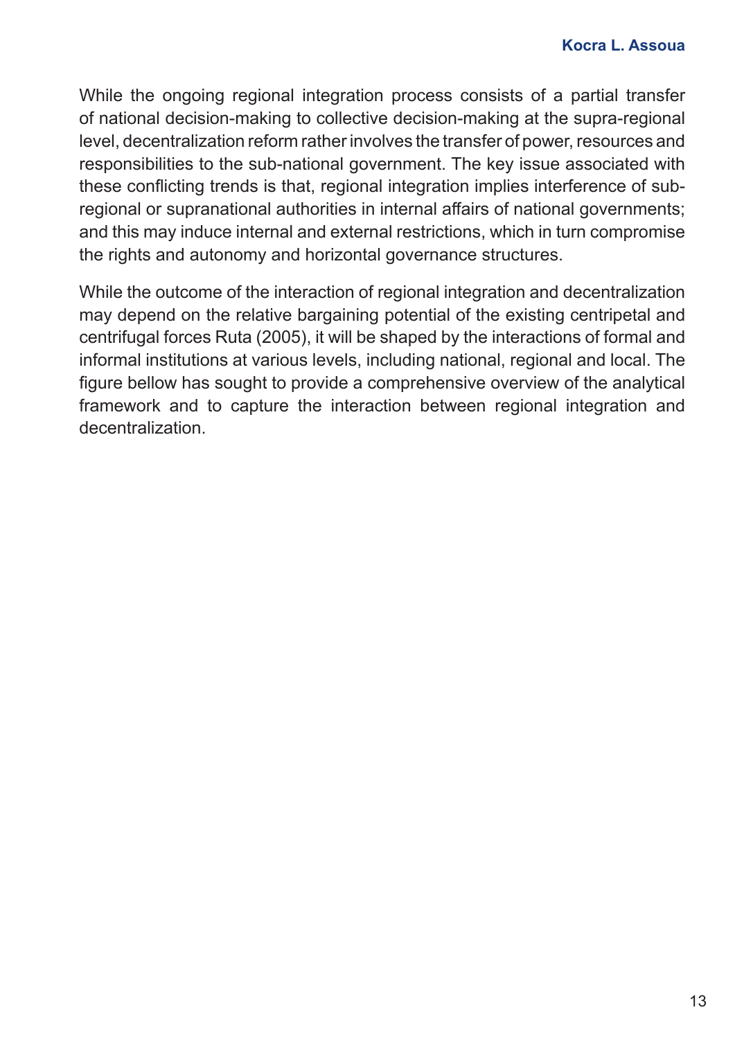While the ongoing regional integration process consists of a partial transfer of national decision-making to collective decision-making at the supra-regional level, decentralization reform rather involves the transfer of power, resources and responsibilities to the sub-national government. The key issue associated with these conflicting trends is that, regional integration implies interference of sub-regional or supranational authorities in internal affairs of national governments; and this may induce internal and external restrictions, which in turn compromise the rights and autonomy and horizontal governance structures.

While the outcome of the interaction of regional integration and decentralization may depend on the relative bargaining potential of the existing centripetal and centrifugal forces Ruta (2005), it will be shaped by the interactions of formal and informal institutions at various levels, including national, regional and local. The figure bellow has sought to provide a comprehensive overview of the analytical framework and to capture the interaction between regional integration and decentralization.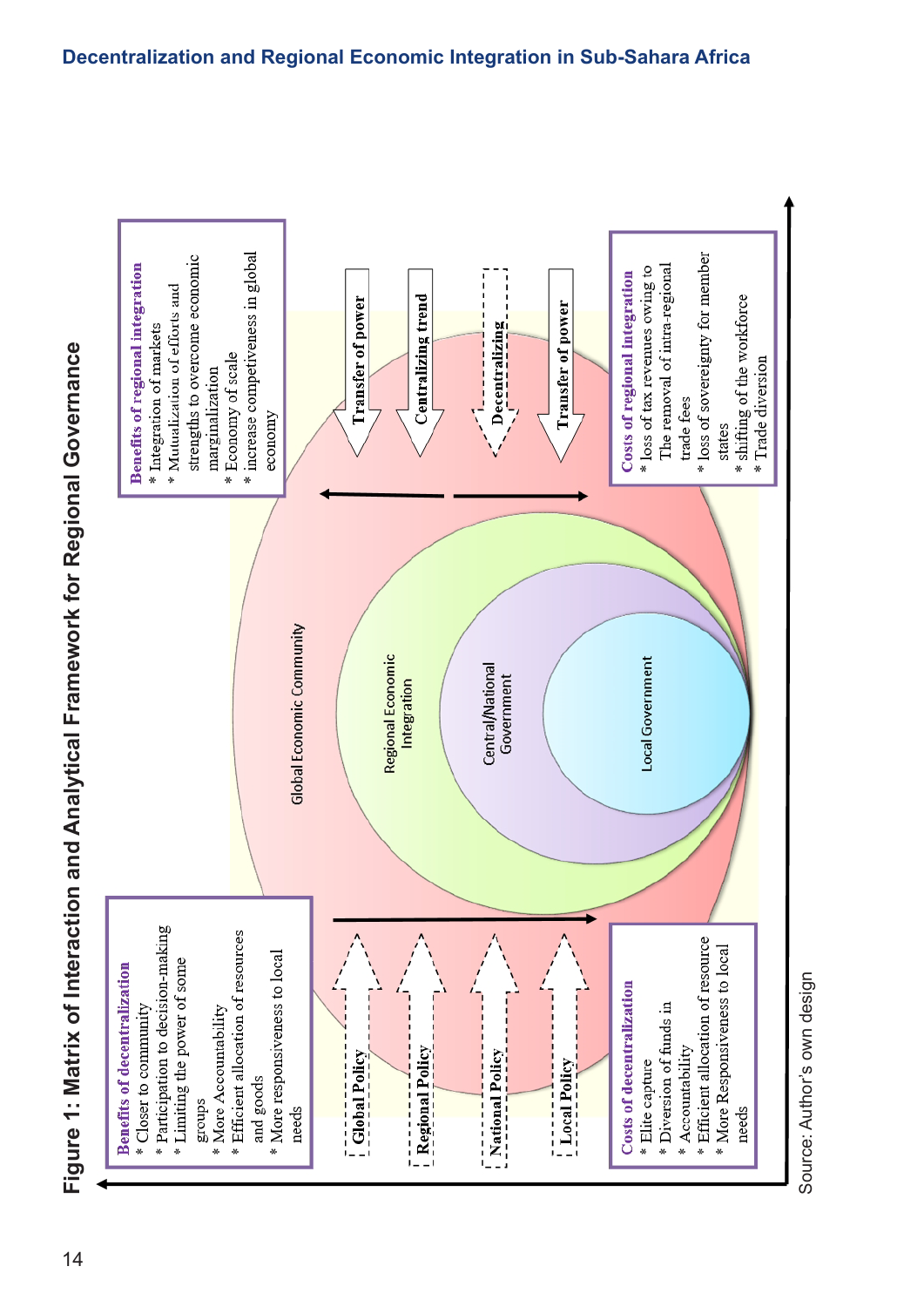# Figure 1: Matrix of Interaction and Analytical Framework for Regional Governance

**Benefits of decentralization**
* Closer to community
* Participation to decision-making
* Limiting the power of some groups
* More Accountability
* Efficient allocation of resources and goods
* More responsiveness to local needs

**Costs of decentralization**
* Elite capture
* Diversion of funds in
* Accountability
* Efficient allocation of resource
* More Responsiveness to local needs

Global Policy
Regional Policy
National Policy
Local Policy

Global Economic Community
Regional Economic Integration
Central/National Government
Local Government

Transfer of power
Centralizing trend
Decentralizing
Transfer of power

**Benefits of regional integration**
* Integration of markets
* Mutualization of efforts and strengths to overcome economic marginalization
* Economy of scale
* increase competiveness in global economy

**Costs of regional integration**
* loss of tax revenues owing to The removal of intra-regional trade fees
* loss of sovereignty for member states
* shifting of the workforce
* Trade diversion

Source: Author's own design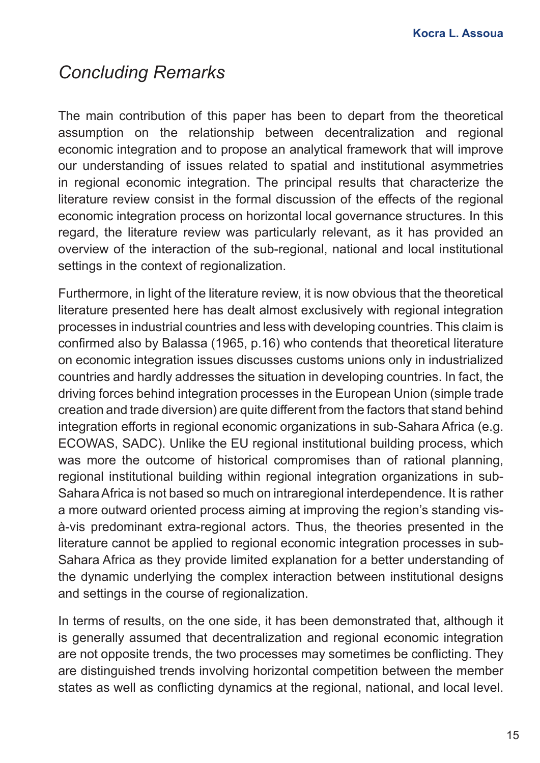## *Concluding Remarks*

The main contribution of this paper has been to depart from the theoretical assumption on the relationship between decentralization and regional economic integration and to propose an analytical framework that will improve our understanding of issues related to spatial and institutional asymmetries in regional economic integration. The principal results that characterize the literature review consist in the formal discussion of the effects of the regional economic integration process on horizontal local governance structures. In this regard, the literature review was particularly relevant, as it has provided an overview of the interaction of the sub-regional, national and local institutional settings in the context of regionalization.

Furthermore, in light of the literature review, it is now obvious that the theoretical literature presented here has dealt almost exclusively with regional integration processes in industrial countries and less with developing countries. This claim is confirmed also by Balassa (1965, p.16) who contends that theoretical literature on economic integration issues discusses customs unions only in industrialized countries and hardly addresses the situation in developing countries. In fact, the driving forces behind integration processes in the European Union (simple trade creation and trade diversion) are quite different from the factors that stand behind integration efforts in regional economic organizations in sub-Sahara Africa (e.g. ECOWAS, SADC). Unlike the EU regional institutional building process, which was more the outcome of historical compromises than of rational planning, regional institutional building within regional integration organizations in sub-Sahara Africa is not based so much on intraregional interdependence. It is rather a more outward oriented process aiming at improving the region's standing vis-à-vis predominant extra-regional actors. Thus, the theories presented in the literature cannot be applied to regional economic integration processes in sub-Sahara Africa as they provide limited explanation for a better understanding of the dynamic underlying the complex interaction between institutional designs and settings in the course of regionalization.

In terms of results, on the one side, it has been demonstrated that, although it is generally assumed that decentralization and regional economic integration are not opposite trends, the two processes may sometimes be conflicting. They are distinguished trends involving horizontal competition between the member states as well as conflicting dynamics at the regional, national, and local level.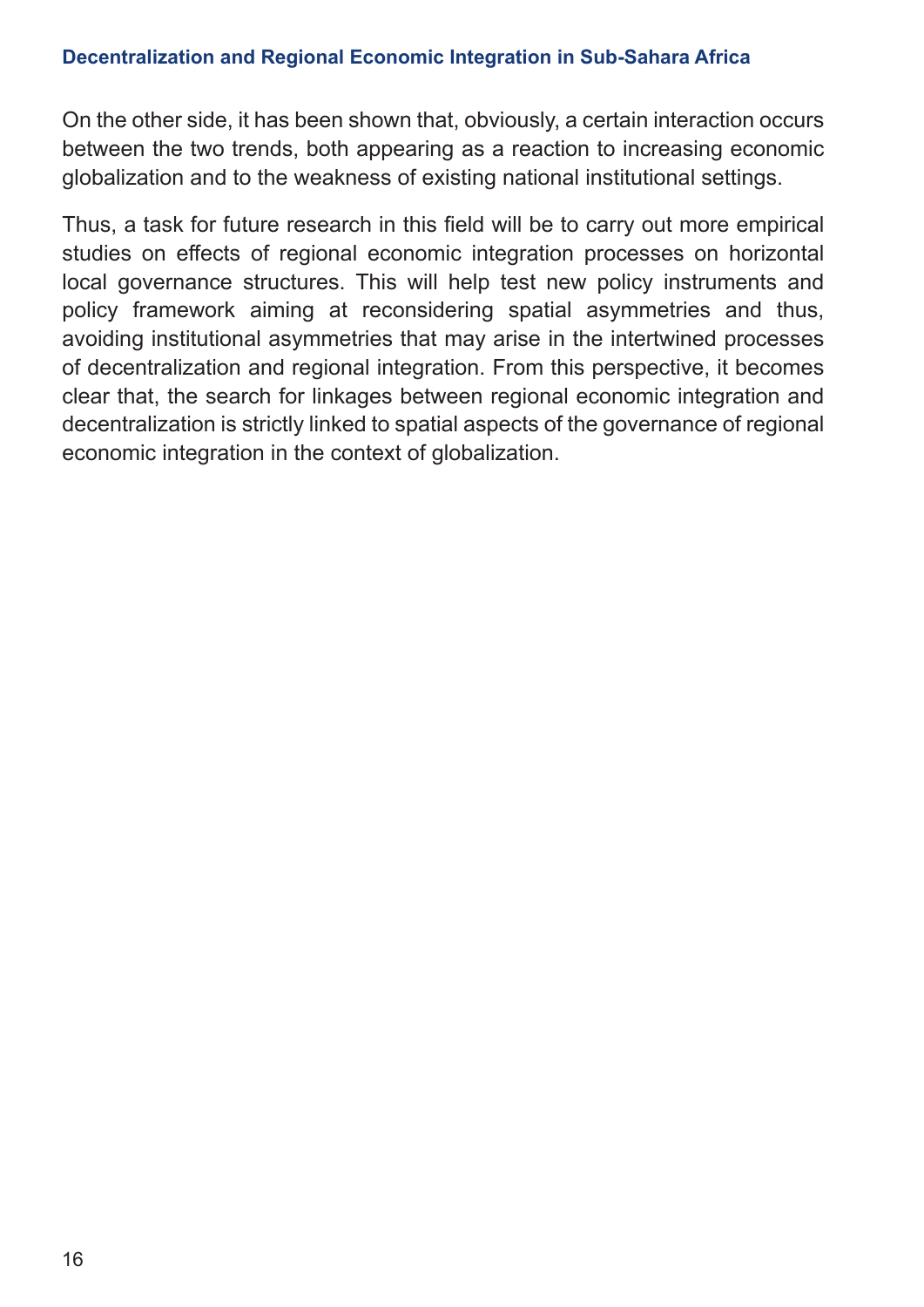On the other side, it has been shown that, obviously, a certain interaction occurs between the two trends, both appearing as a reaction to increasing economic globalization and to the weakness of existing national institutional settings.

Thus, a task for future research in this field will be to carry out more empirical studies on effects of regional economic integration processes on horizontal local governance structures. This will help test new policy instruments and policy framework aiming at reconsidering spatial asymmetries and thus, avoiding institutional asymmetries that may arise in the intertwined processes of decentralization and regional integration. From this perspective, it becomes clear that, the search for linkages between regional economic integration and decentralization is strictly linked to spatial aspects of the governance of regional economic integration in the context of globalization.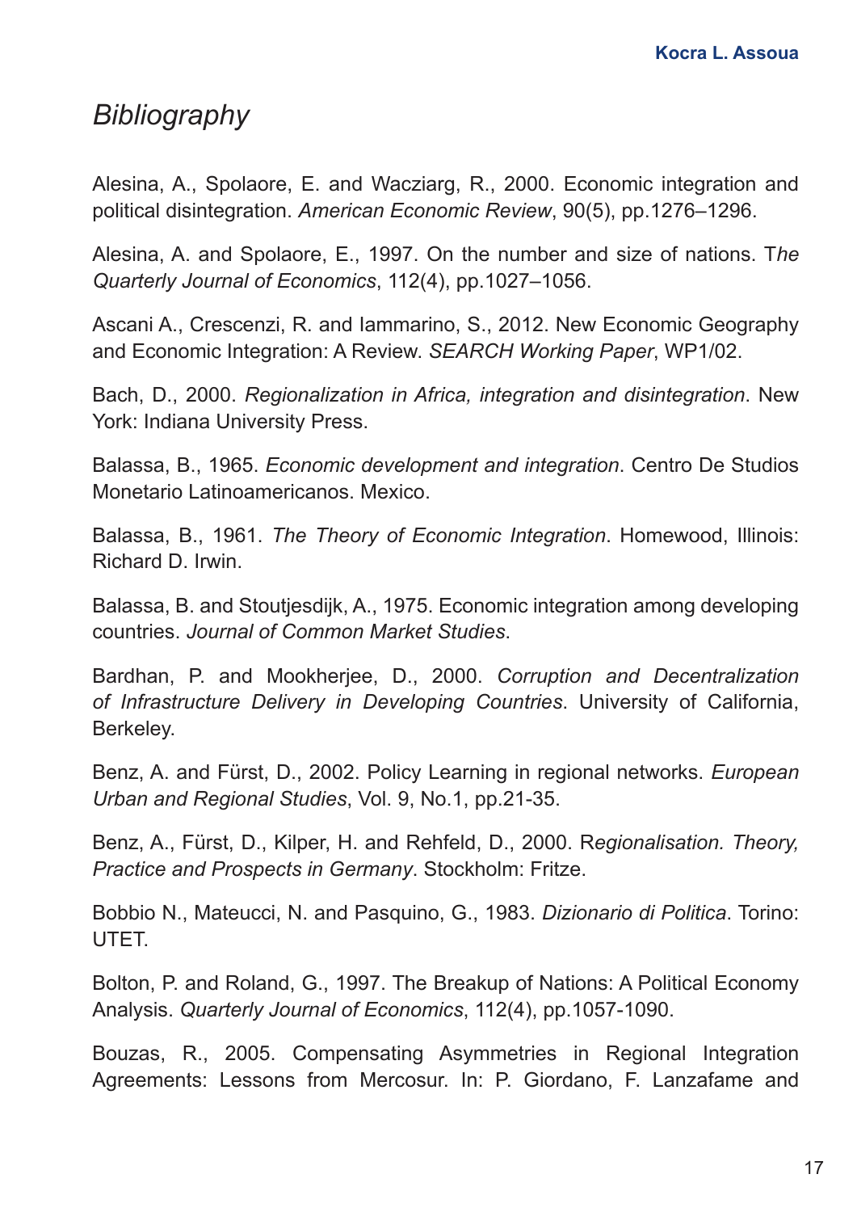# *Bibliography*

Alesina, A., Spolaore, E. and Wacziarg, R., 2000. Economic integration and political disintegration. *American Economic Review*, 90(5), pp.1276–1296.

Alesina, A. and Spolaore, E., 1997. On the number and size of nations. T*he Quarterly Journal of Economics*, 112(4), pp.1027–1056.

Ascani A., Crescenzi, R. and Iammarino, S., 2012. New Economic Geography and Economic Integration: A Review. *SEARCH Working Paper*, WP1/02.

Bach, D., 2000. *Regionalization in Africa, integration and disintegration*. New York: Indiana University Press.

Balassa, B., 1965. *Economic development and integration*. Centro De Studios Monetario Latinoamericanos. Mexico.

Balassa, B., 1961. *The Theory of Economic Integration*. Homewood, Illinois: Richard D. Irwin.

Balassa, B. and Stoutjesdijk, A., 1975. Economic integration among developing countries. *Journal of Common Market Studies*.

Bardhan, P. and Mookherjee, D., 2000. *Corruption and Decentralization of Infrastructure Delivery in Developing Countries*. University of California, Berkeley.

Benz, A. and Fürst, D., 2002. Policy Learning in regional networks. *European Urban and Regional Studies*, Vol. 9, No.1, pp.21-35.

Benz, A., Fürst, D., Kilper, H. and Rehfeld, D., 2000. R*egionalisation. Theory, Practice and Prospects in Germany*. Stockholm: Fritze.

Bobbio N., Mateucci, N. and Pasquino, G., 1983. *Dizionario di Politica*. Torino: UTET.

Bolton, P. and Roland, G., 1997. The Breakup of Nations: A Political Economy Analysis. *Quarterly Journal of Economics*, 112(4), pp.1057-1090.

Bouzas, R., 2005. Compensating Asymmetries in Regional Integration Agreements: Lessons from Mercosur. In: P. Giordano, F. Lanzafame and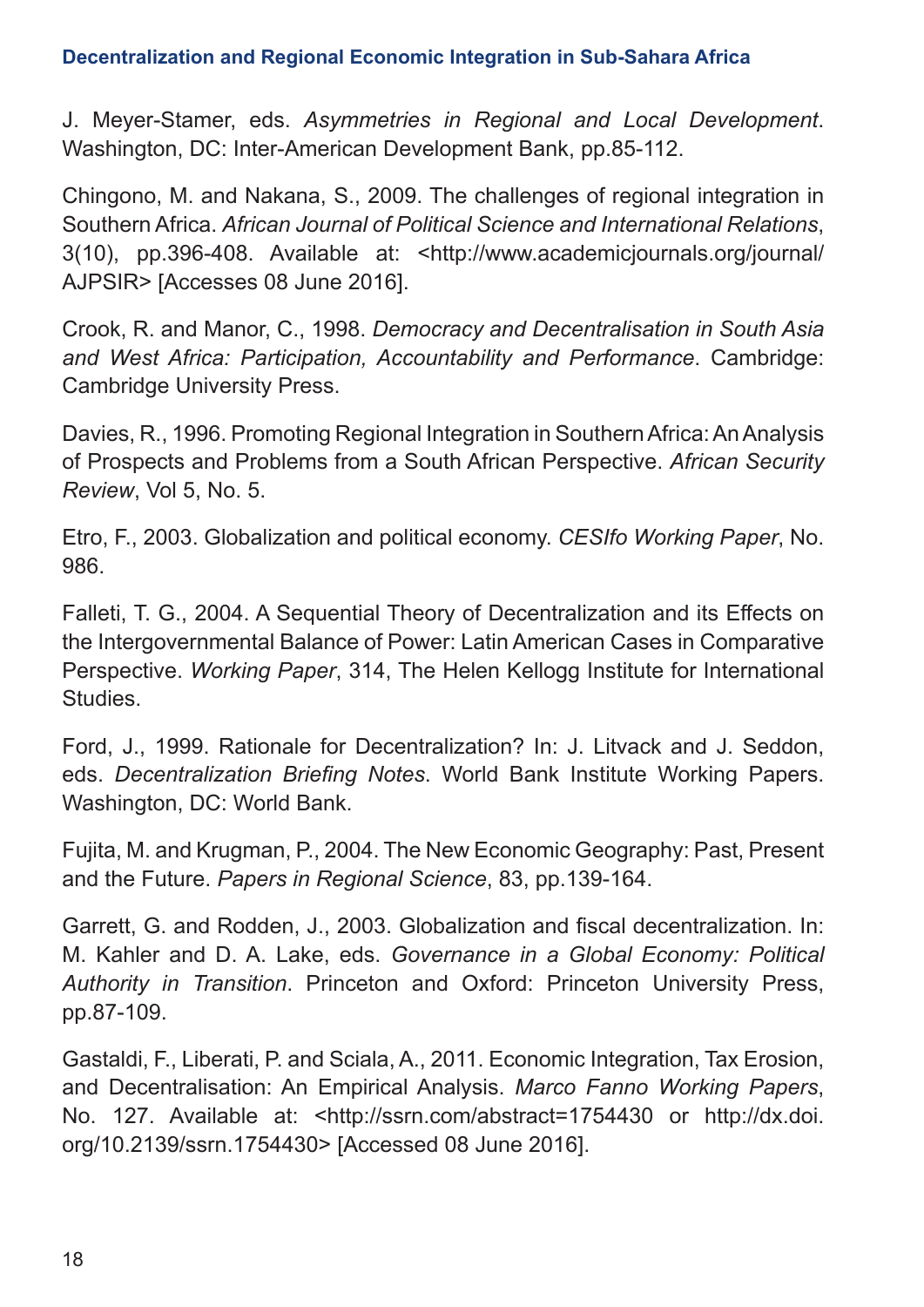J. Meyer-Stamer, eds. *Asymmetries in Regional and Local Development*. Washington, DC: Inter-American Development Bank, pp.85-112.

Chingono, M. and Nakana, S., 2009. The challenges of regional integration in Southern Africa. *African Journal of Political Science and International Relations*, 3(10), pp.396-408. Available at: <http://www.academicjournals.org/journal/AJPSIR> [Accesses 08 June 2016].

Crook, R. and Manor, C., 1998. *Democracy and Decentralisation in South Asia and West Africa: Participation, Accountability and Performance*. Cambridge: Cambridge University Press.

Davies, R., 1996. Promoting Regional Integration in Southern Africa: An Analysis of Prospects and Problems from a South African Perspective. *African Security Review*, Vol 5, No. 5.

Etro, F., 2003. Globalization and political economy. *CESIfo Working Paper*, No. 986.

Falleti, T. G., 2004. A Sequential Theory of Decentralization and its Effects on the Intergovernmental Balance of Power: Latin American Cases in Comparative Perspective. *Working Paper*, 314, The Helen Kellogg Institute for International Studies.

Ford, J., 1999. Rationale for Decentralization? In: J. Litvack and J. Seddon, eds. *Decentralization Briefing Notes*. World Bank Institute Working Papers. Washington, DC: World Bank.

Fujita, M. and Krugman, P., 2004. The New Economic Geography: Past, Present and the Future. *Papers in Regional Science*, 83, pp.139-164.

Garrett, G. and Rodden, J., 2003. Globalization and fiscal decentralization. In: M. Kahler and D. A. Lake, eds. *Governance in a Global Economy: Political Authority in Transition*. Princeton and Oxford: Princeton University Press, pp.87-109.

Gastaldi, F., Liberati, P. and Sciala, A., 2011. Economic Integration, Tax Erosion, and Decentralisation: An Empirical Analysis. *Marco Fanno Working Papers*, No. 127. Available at: <http://ssrn.com/abstract=1754430 or http://dx.doi.org/10.2139/ssrn.1754430> [Accessed 08 June 2016].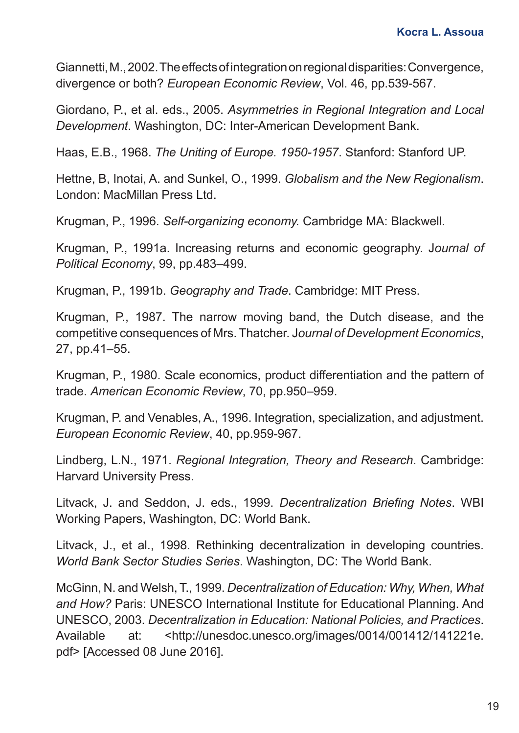Giannetti, M., 2002. The effects of integration on regional disparities: Convergence, divergence or both? *European Economic Review*, Vol. 46, pp.539-567.

Giordano, P., et al. eds., 2005. *Asymmetries in Regional Integration and Local Development*. Washington, DC: Inter-American Development Bank.

Haas, E.B., 1968. *The Uniting of Europe. 1950-1957*. Stanford: Stanford UP.

Hettne, B, Inotai, A. and Sunkel, O., 1999. *Globalism and the New Regionalism*. London: MacMillan Press Ltd.

Krugman, P., 1996. *Self-organizing economy.* Cambridge MA: Blackwell.

Krugman, P., 1991a. Increasing returns and economic geography. J*ournal of Political Economy*, 99, pp.483–499.

Krugman, P., 1991b. *Geography and Trade*. Cambridge: MIT Press.

Krugman, P., 1987. The narrow moving band, the Dutch disease, and the competitive consequences of Mrs. Thatcher. J*ournal of Development Economics*, 27, pp.41–55.

Krugman, P., 1980. Scale economics, product differentiation and the pattern of trade. *American Economic Review*, 70, pp.950–959.

Krugman, P. and Venables, A., 1996. Integration, specialization, and adjustment. *European Economic Review*, 40, pp.959-967.

Lindberg, L.N., 1971. *Regional Integration, Theory and Research*. Cambridge: Harvard University Press.

Litvack, J. and Seddon, J. eds., 1999. *Decentralization Briefing Notes*. WBI Working Papers, Washington, DC: World Bank.

Litvack, J., et al., 1998. Rethinking decentralization in developing countries. *World Bank Sector Studies Series*. Washington, DC: The World Bank.

McGinn, N. and Welsh, T., 1999. *Decentralization of Education: Why, When, What and How?* Paris: UNESCO International Institute for Educational Planning. And UNESCO, 2003. *Decentralization in Education: National Policies, and Practices*. Available at: <http://unesdoc.unesco.org/images/0014/001412/141221e.pdf> [Accessed 08 June 2016].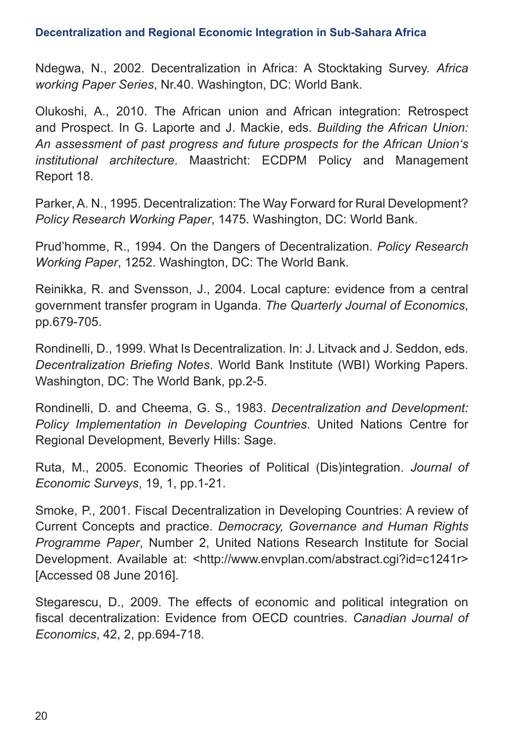Ndegwa, N., 2002. Decentralization in Africa: A Stocktaking Survey. *Africa working Paper Series*, Nr.40. Washington, DC: World Bank.

Olukoshi, A., 2010. The African union and African integration: Retrospect and Prospect. In G. Laporte and J. Mackie, eds. *Building the African Union: An assessment of past progress and future prospects for the African Union's institutional architecture*. Maastricht: ECDPM Policy and Management Report 18.

Parker, A. N., 1995. Decentralization: The Way Forward for Rural Development? *Policy Research Working Paper*, 1475. Washington, DC: World Bank.

Prud'homme, R., 1994. On the Dangers of Decentralization. *Policy Research Working Paper*, 1252. Washington, DC: The World Bank.

Reinikka, R. and Svensson, J., 2004. Local capture: evidence from a central government transfer program in Uganda. *The Quarterly Journal of Economics*, pp.679-705.

Rondinelli, D., 1999. What Is Decentralization. In: J. Litvack and J. Seddon, eds. *Decentralization Briefing Notes*. World Bank Institute (WBI) Working Papers. Washington, DC: The World Bank, pp.2-5.

Rondinelli, D. and Cheema, G. S., 1983. *Decentralization and Development: Policy Implementation in Developing Countries*. United Nations Centre for Regional Development, Beverly Hills: Sage.

Ruta, M., 2005. Economic Theories of Political (Dis)integration. *Journal of Economic Surveys*, 19, 1, pp.1-21.

Smoke, P., 2001. Fiscal Decentralization in Developing Countries: A review of Current Concepts and practice. *Democracy, Governance and Human Rights Programme Paper*, Number 2, United Nations Research Institute for Social Development. Available at: <http://www.envplan.com/abstract.cgi?id=c1241r> [Accessed 08 June 2016].

Stegarescu, D., 2009. The effects of economic and political integration on fiscal decentralization: Evidence from OECD countries. *Canadian Journal of Economics*, 42, 2, pp.694-718.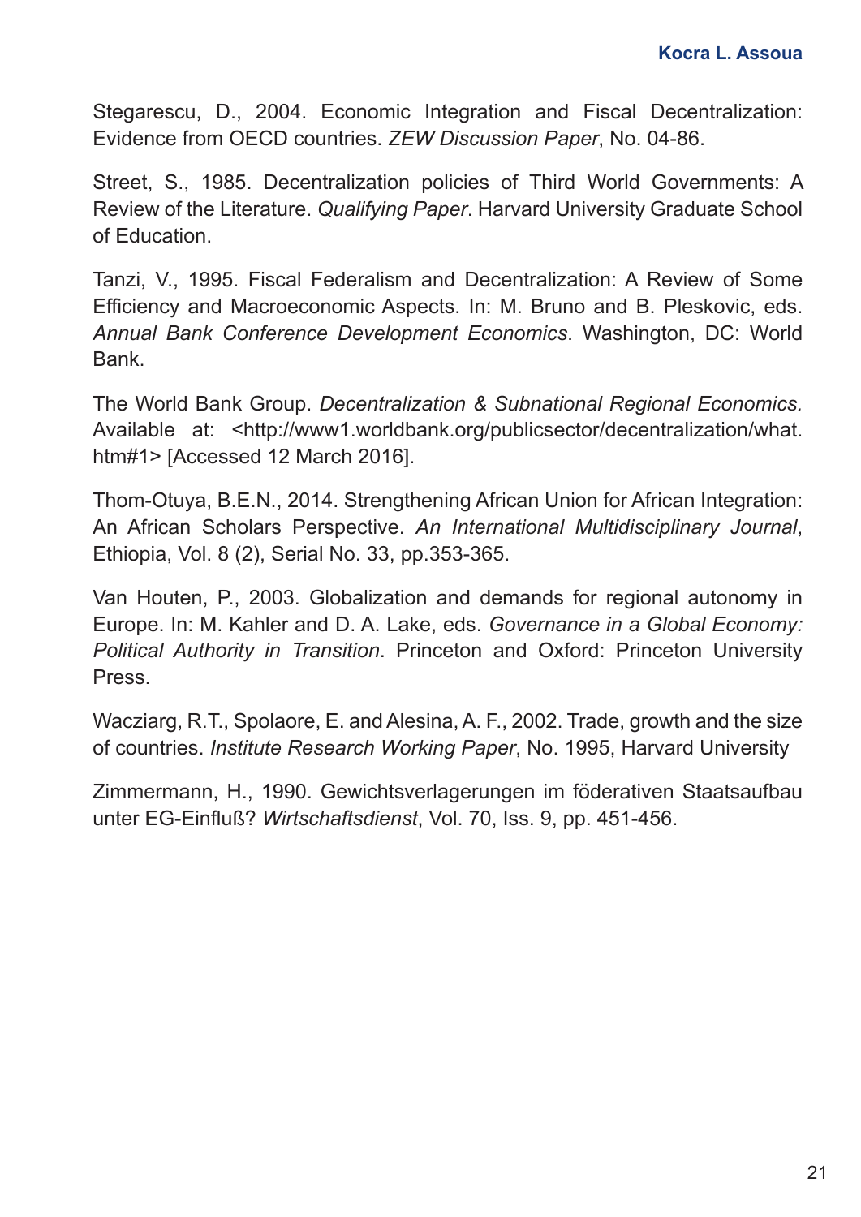Stegarescu, D., 2004. Economic Integration and Fiscal Decentralization: Evidence from OECD countries. *ZEW Discussion Paper*, No. 04-86.

Street, S., 1985. Decentralization policies of Third World Governments: A Review of the Literature. *Qualifying Paper*. Harvard University Graduate School of Education.

Tanzi, V., 1995. Fiscal Federalism and Decentralization: A Review of Some Efficiency and Macroeconomic Aspects. In: M. Bruno and B. Pleskovic, eds. *Annual Bank Conference Development Economics*. Washington, DC: World Bank.

The World Bank Group. *Decentralization & Subnational Regional Economics.* Available at: <http://www1.worldbank.org/publicsector/decentralization/what.htm#1> [Accessed 12 March 2016].

Thom-Otuya, B.E.N., 2014. Strengthening African Union for African Integration: An African Scholars Perspective. *An International Multidisciplinary Journal*, Ethiopia, Vol. 8 (2), Serial No. 33, pp.353-365.

Van Houten, P., 2003. Globalization and demands for regional autonomy in Europe. In: M. Kahler and D. A. Lake, eds. *Governance in a Global Economy: Political Authority in Transition*. Princeton and Oxford: Princeton University Press.

Wacziarg, R.T., Spolaore, E. and Alesina, A. F., 2002. Trade, growth and the size of countries. *Institute Research Working Paper*, No. 1995, Harvard University

Zimmermann, H., 1990. Gewichtsverlagerungen im föderativen Staatsaufbau unter EG-Einfluß? *Wirtschaftsdienst*, Vol. 70, Iss. 9, pp. 451-456.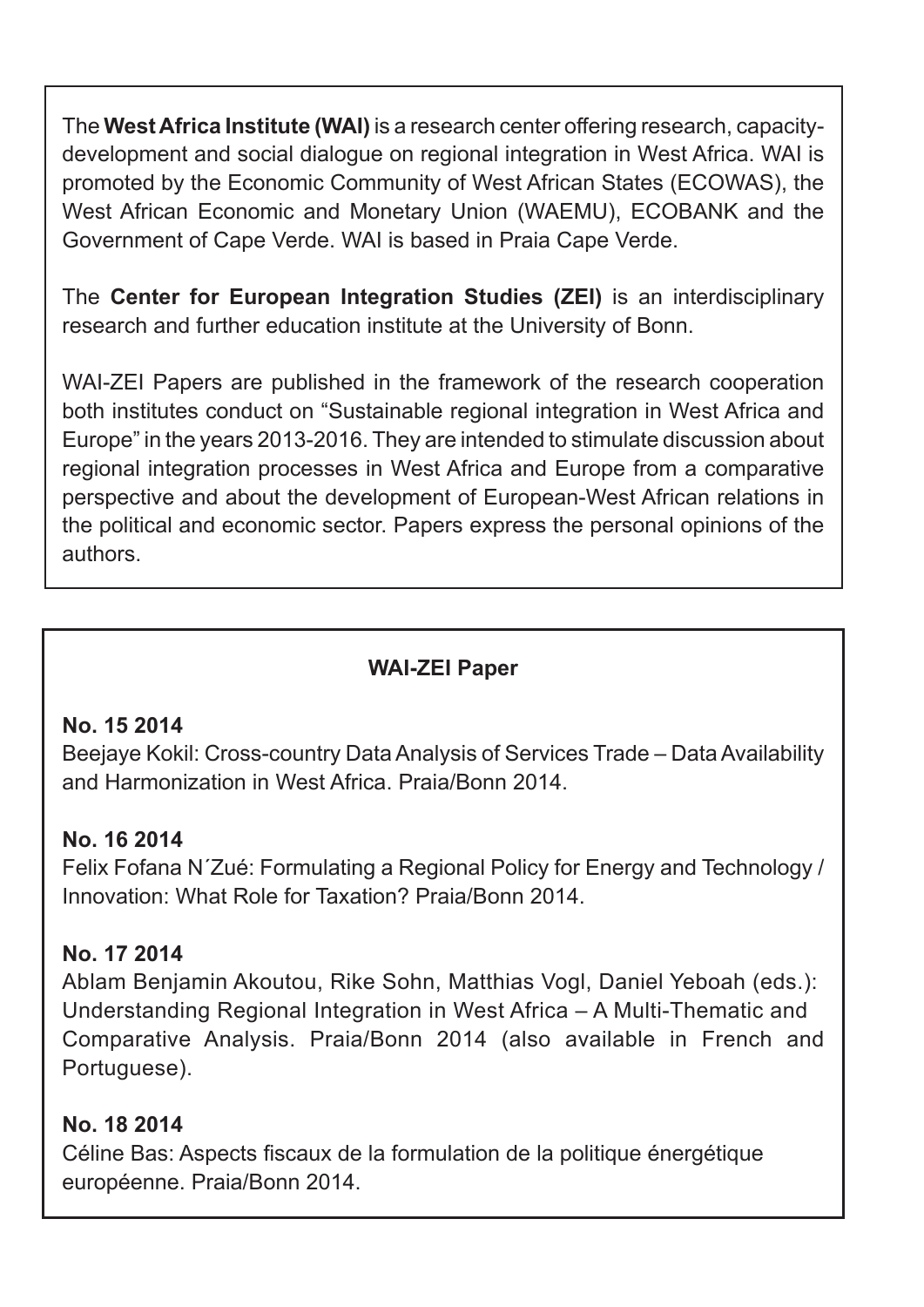The **West Africa Institute (WAI)** is a research center offering research, capacity-development and social dialogue on regional integration in West Africa. WAI is promoted by the Economic Community of West African States (ECOWAS), the West African Economic and Monetary Union (WAEMU), ECOBANK and the Government of Cape Verde. WAI is based in Praia Cape Verde.

The **Center for European Integration Studies (ZEI)** is an interdisciplinary research and further education institute at the University of Bonn.

WAI-ZEI Papers are published in the framework of the research cooperation both institutes conduct on "Sustainable regional integration in West Africa and Europe" in the years 2013-2016. They are intended to stimulate discussion about regional integration processes in West Africa and Europe from a comparative perspective and about the development of European-West African relations in the political and economic sector. Papers express the personal opinions of the authors.

**WAI-ZEI Paper**

**No. 15 2014**
Beejaye Kokil: Cross-country Data Analysis of Services Trade – Data Availability and Harmonization in West Africa. Praia/Bonn 2014.

**No. 16 2014**
Felix Fofana N´Zué: Formulating a Regional Policy for Energy and Technology / Innovation: What Role for Taxation? Praia/Bonn 2014.

**No. 17 2014**
Ablam Benjamin Akoutou, Rike Sohn, Matthias Vogl, Daniel Yeboah (eds.): Understanding Regional Integration in West Africa – A Multi-Thematic and Comparative Analysis. Praia/Bonn 2014 (also available in French and Portuguese).

**No. 18 2014**
Céline Bas: Aspects fiscaux de la formulation de la politique énergétique européenne. Praia/Bonn 2014.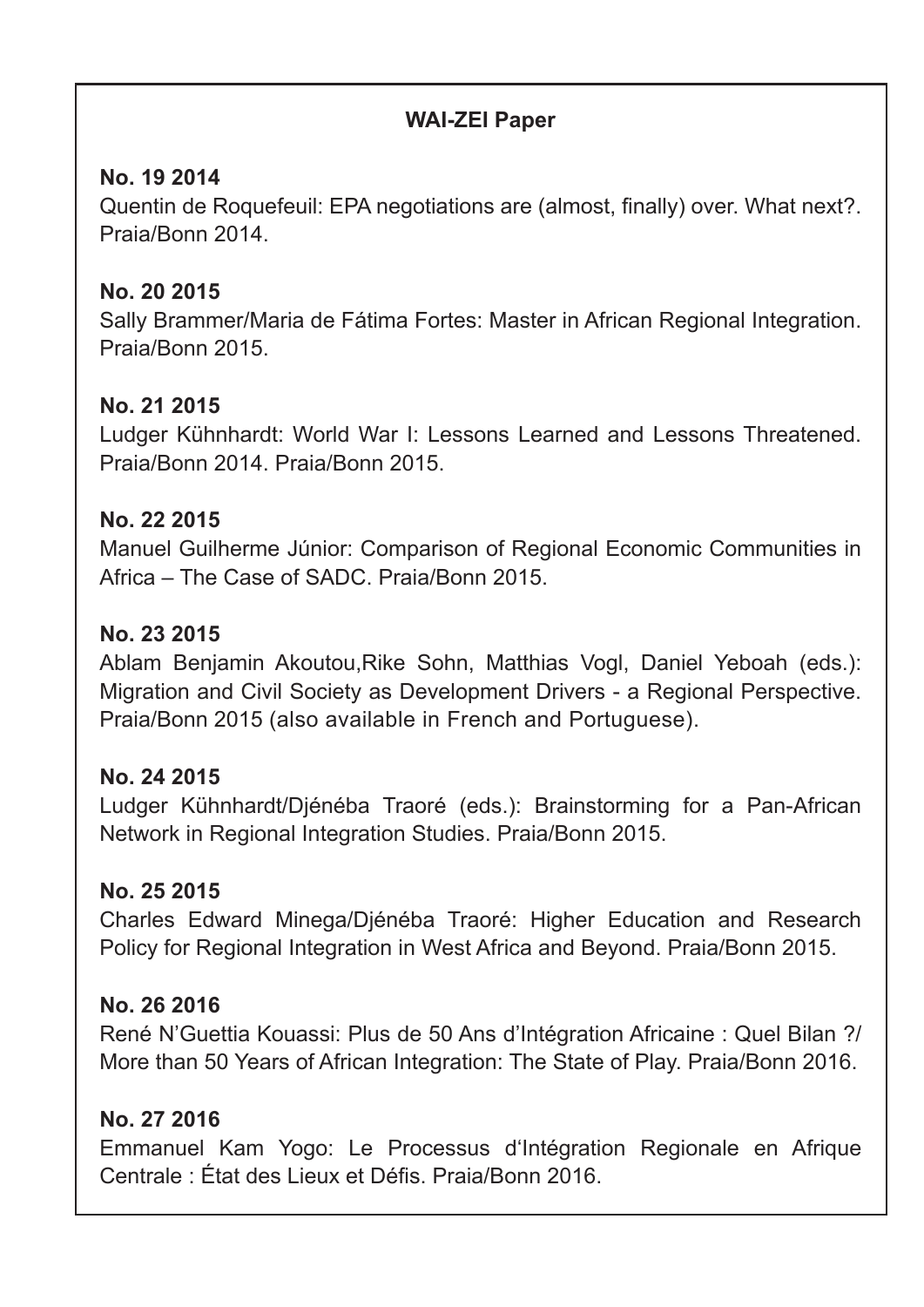**WAI-ZEI Paper**

**No. 19 2014**
Quentin de Roquefeuil: EPA negotiations are (almost, finally) over. What next?. Praia/Bonn 2014.

**No. 20 2015**
Sally Brammer/Maria de Fátima Fortes: Master in African Regional Integration. Praia/Bonn 2015.

**No. 21 2015**
Ludger Kühnhardt: World War I: Lessons Learned and Lessons Threatened. Praia/Bonn 2014. Praia/Bonn 2015.

**No. 22 2015**
Manuel Guilherme Júnior: Comparison of Regional Economic Communities in Africa – The Case of SADC. Praia/Bonn 2015.

**No. 23 2015**
Ablam Benjamin Akoutou,Rike Sohn, Matthias Vogl, Daniel Yeboah (eds.): Migration and Civil Society as Development Drivers - a Regional Perspective. Praia/Bonn 2015 (also available in French and Portuguese).

**No. 24 2015**
Ludger Kühnhardt/Djénéba Traoré (eds.): Brainstorming for a Pan-African Network in Regional Integration Studies. Praia/Bonn 2015.

**No. 25 2015**
Charles Edward Minega/Djénéba Traoré: Higher Education and Research Policy for Regional Integration in West Africa and Beyond. Praia/Bonn 2015.

**No. 26 2016**
René N'Guettia Kouassi: Plus de 50 Ans d'Intégration Africaine : Quel Bilan ?/ More than 50 Years of African Integration: The State of Play. Praia/Bonn 2016.

**No. 27 2016**
Emmanuel Kam Yogo: Le Processus d'Intégration Regionale en Afrique Centrale : État des Lieux et Défis. Praia/Bonn 2016.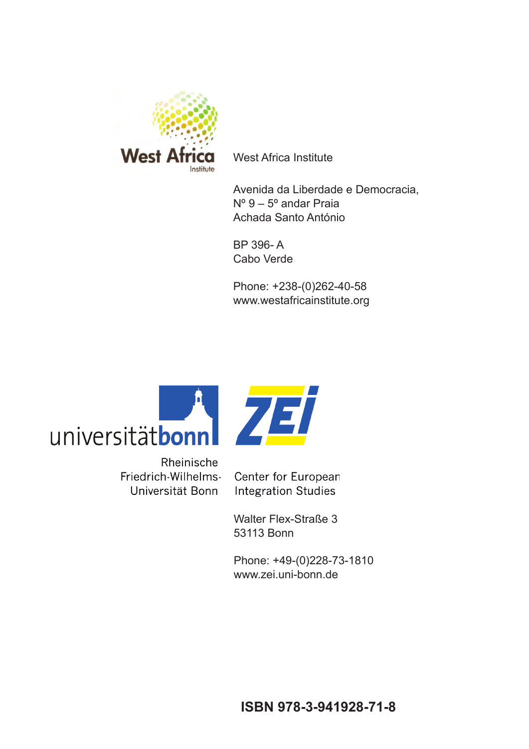West Africa Institute

Avenida da Liberdade e Democracia,
Nº 9 – 5º andar Praia
Achada Santo António

BP 396- A
Cabo Verde

Phone: +238-(0)262-40-58
www.westafricainstitute.org

Rheinische
Friedrich-Wilhelms-
Universität Bonn

Center for European
Integration Studies

Walter Flex-Straße 3
53113 Bonn

Phone: +49-(0)228-73-1810
www.zei.uni-bonn.de

**ISBN 978-3-941928-71-8**